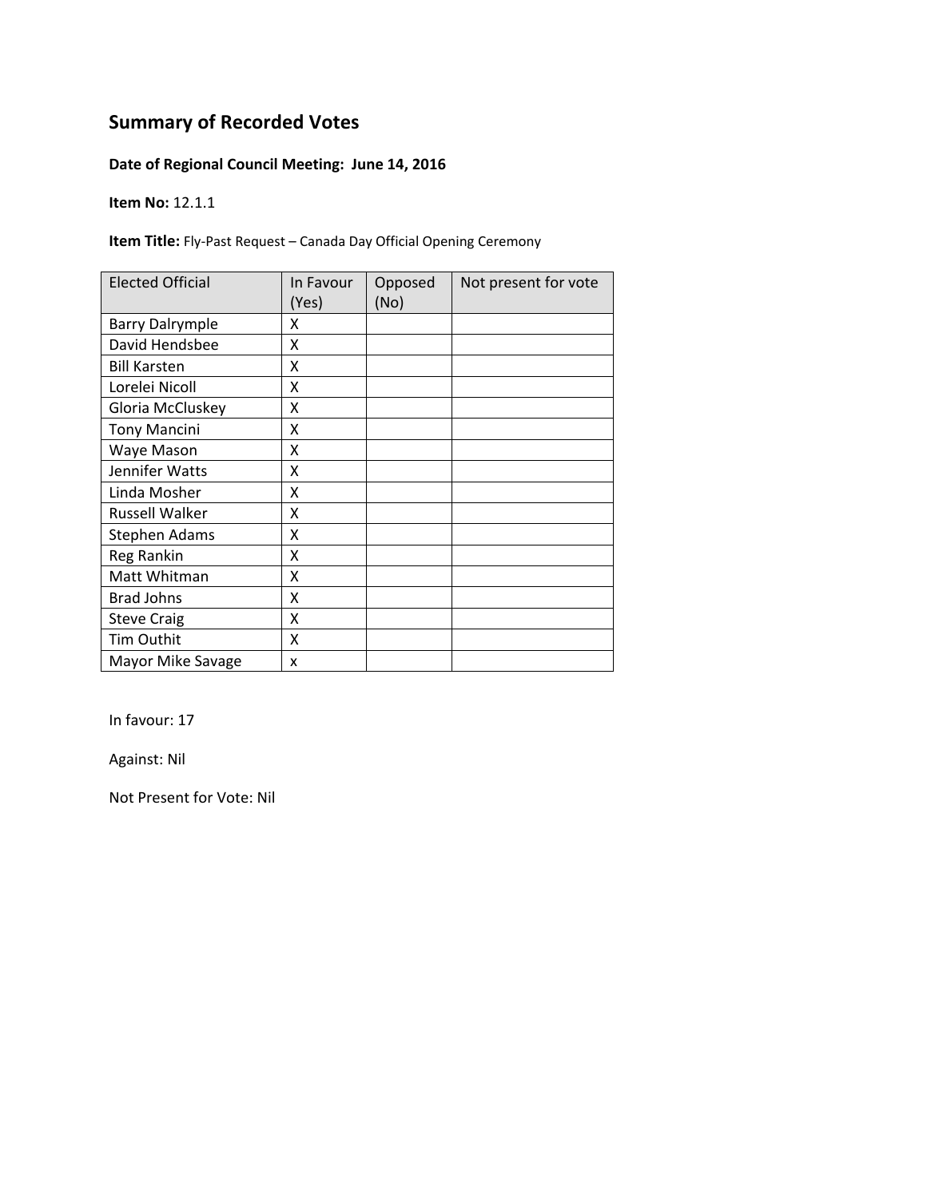# Summary of Recorded Votes

**Date of Regional Council Meeting: June 14, 2016**

**Item No:** 12.1.1

**Item Title:** Fly-Past Request – Canada Day Official Opening Ceremony

| Elected Official | In Favour (Yes) | Opposed (No) | Not present for vote |
|---|---|---|---|
| Barry Dalrymple | X | | |
| David Hendsbee | X | | |
| Bill Karsten | X | | |
| Lorelei Nicoll | X | | |
| Gloria McCluskey | X | | |
| Tony Mancini | X | | |
| Waye Mason | X | | |
| Jennifer Watts | X | | |
| Linda Mosher | X | | |
| Russell Walker | X | | |
| Stephen Adams | X | | |
| Reg Rankin | X | | |
| Matt Whitman | X | | |
| Brad Johns | X | | |
| Steve Craig | X | | |
| Tim Outhit | X | | |
| Mayor Mike Savage | x | | |

In favour: 17

Against: Nil

Not Present for Vote: Nil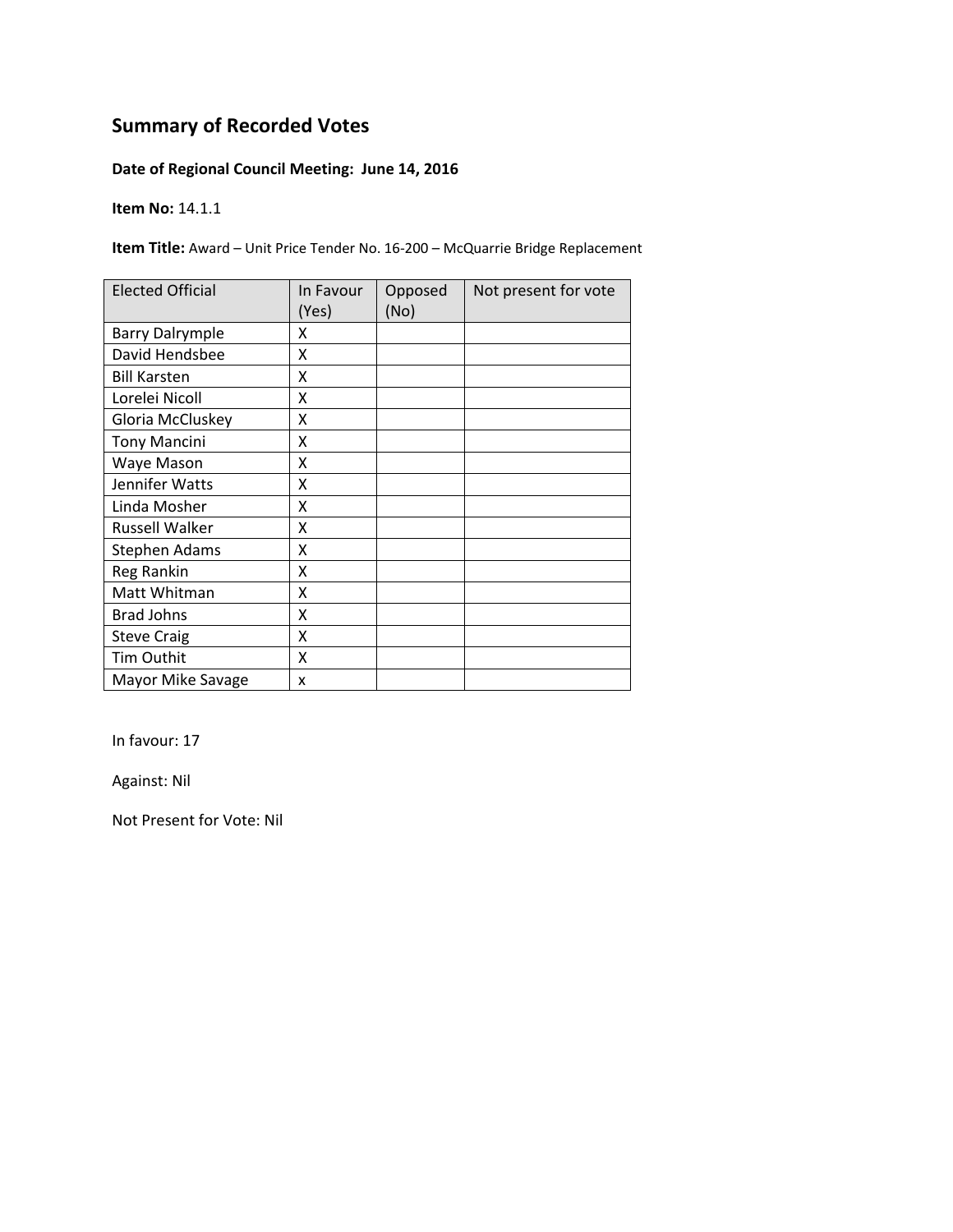# Summary of Recorded Votes

**Date of Regional Council Meeting: June 14, 2016**

**Item No:** 14.1.1

**Item Title:** Award – Unit Price Tender No. 16-200 – McQuarrie Bridge Replacement

| Elected Official | In Favour (Yes) | Opposed (No) | Not present for vote |
|---|---|---|---|
| Barry Dalrymple | X | | |
| David Hendsbee | X | | |
| Bill Karsten | X | | |
| Lorelei Nicoll | X | | |
| Gloria McCluskey | X | | |
| Tony Mancini | X | | |
| Waye Mason | X | | |
| Jennifer Watts | X | | |
| Linda Mosher | X | | |
| Russell Walker | X | | |
| Stephen Adams | X | | |
| Reg Rankin | X | | |
| Matt Whitman | X | | |
| Brad Johns | X | | |
| Steve Craig | X | | |
| Tim Outhit | X | | |
| Mayor Mike Savage | x | | |

In favour: 17

Against: Nil

Not Present for Vote: Nil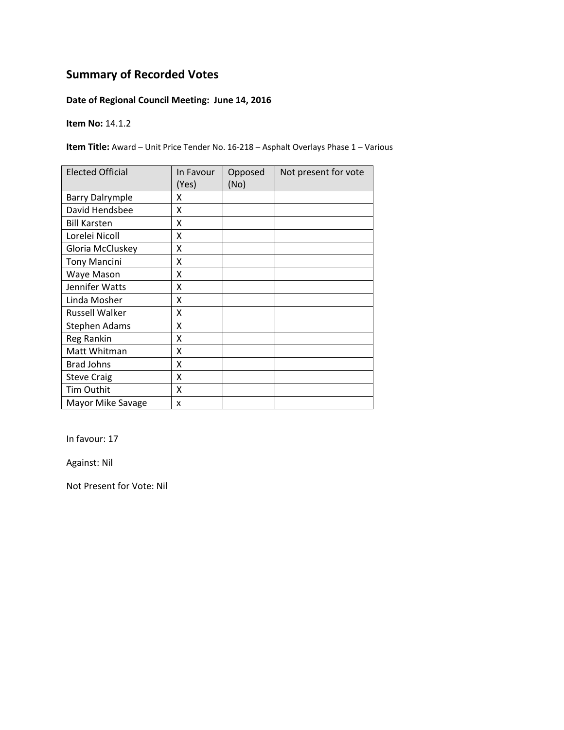## Summary of Recorded Votes

**Date of Regional Council Meeting: June 14, 2016**

**Item No:** 14.1.2

**Item Title:** Award – Unit Price Tender No. 16-218 – Asphalt Overlays Phase 1 – Various

| Elected Official | In Favour (Yes) | Opposed (No) | Not present for vote |
|---|---|---|---|
| Barry Dalrymple | X | | |
| David Hendsbee | X | | |
| Bill Karsten | X | | |
| Lorelei Nicoll | X | | |
| Gloria McCluskey | X | | |
| Tony Mancini | X | | |
| Waye Mason | X | | |
| Jennifer Watts | X | | |
| Linda Mosher | X | | |
| Russell Walker | X | | |
| Stephen Adams | X | | |
| Reg Rankin | X | | |
| Matt Whitman | X | | |
| Brad Johns | X | | |
| Steve Craig | X | | |
| Tim Outhit | X | | |
| Mayor Mike Savage | x | | |

In favour: 17

Against: Nil

Not Present for Vote: Nil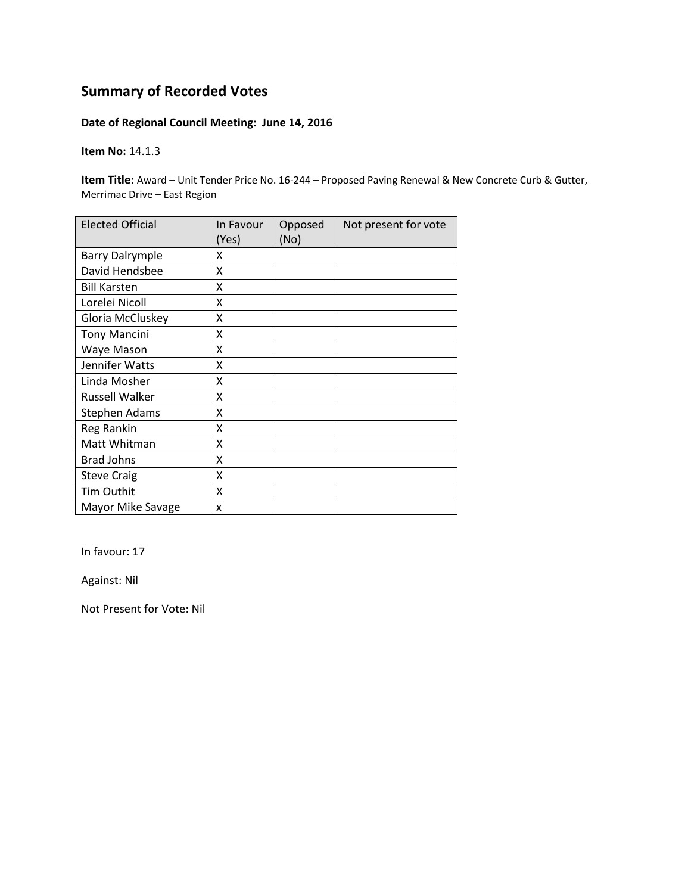# Summary of Recorded Votes

**Date of Regional Council Meeting: June 14, 2016**

**Item No:** 14.1.3

**Item Title:** Award – Unit Tender Price No. 16-244 – Proposed Paving Renewal & New Concrete Curb & Gutter, Merrimac Drive – East Region

| Elected Official | In Favour (Yes) | Opposed (No) | Not present for vote |
|---|---|---|---|
| Barry Dalrymple | X | | |
| David Hendsbee | X | | |
| Bill Karsten | X | | |
| Lorelei Nicoll | X | | |
| Gloria McCluskey | X | | |
| Tony Mancini | X | | |
| Waye Mason | X | | |
| Jennifer Watts | X | | |
| Linda Mosher | X | | |
| Russell Walker | X | | |
| Stephen Adams | X | | |
| Reg Rankin | X | | |
| Matt Whitman | X | | |
| Brad Johns | X | | |
| Steve Craig | X | | |
| Tim Outhit | X | | |
| Mayor Mike Savage | x | | |

In favour: 17

Against: Nil

Not Present for Vote: Nil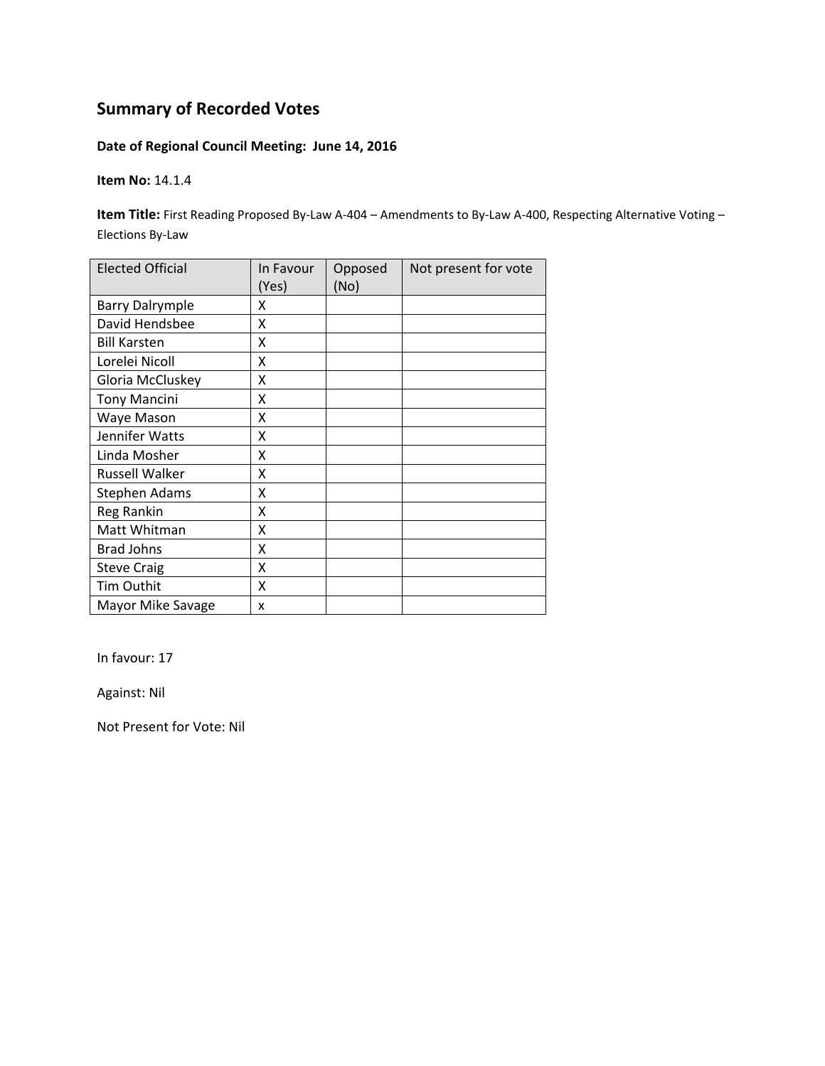# Summary of Recorded Votes

**Date of Regional Council Meeting: June 14, 2016**

**Item No:** 14.1.4

**Item Title:** First Reading Proposed By-Law A-404 – Amendments to By-Law A-400, Respecting Alternative Voting – Elections By-Law

| Elected Official | In Favour (Yes) | Opposed (No) | Not present for vote |
|---|---|---|---|
| Barry Dalrymple | X | | |
| David Hendsbee | X | | |
| Bill Karsten | X | | |
| Lorelei Nicoll | X | | |
| Gloria McCluskey | X | | |
| Tony Mancini | X | | |
| Waye Mason | X | | |
| Jennifer Watts | X | | |
| Linda Mosher | X | | |
| Russell Walker | X | | |
| Stephen Adams | X | | |
| Reg Rankin | X | | |
| Matt Whitman | X | | |
| Brad Johns | X | | |
| Steve Craig | X | | |
| Tim Outhit | X | | |
| Mayor Mike Savage | x | | |

In favour: 17

Against: Nil

Not Present for Vote: Nil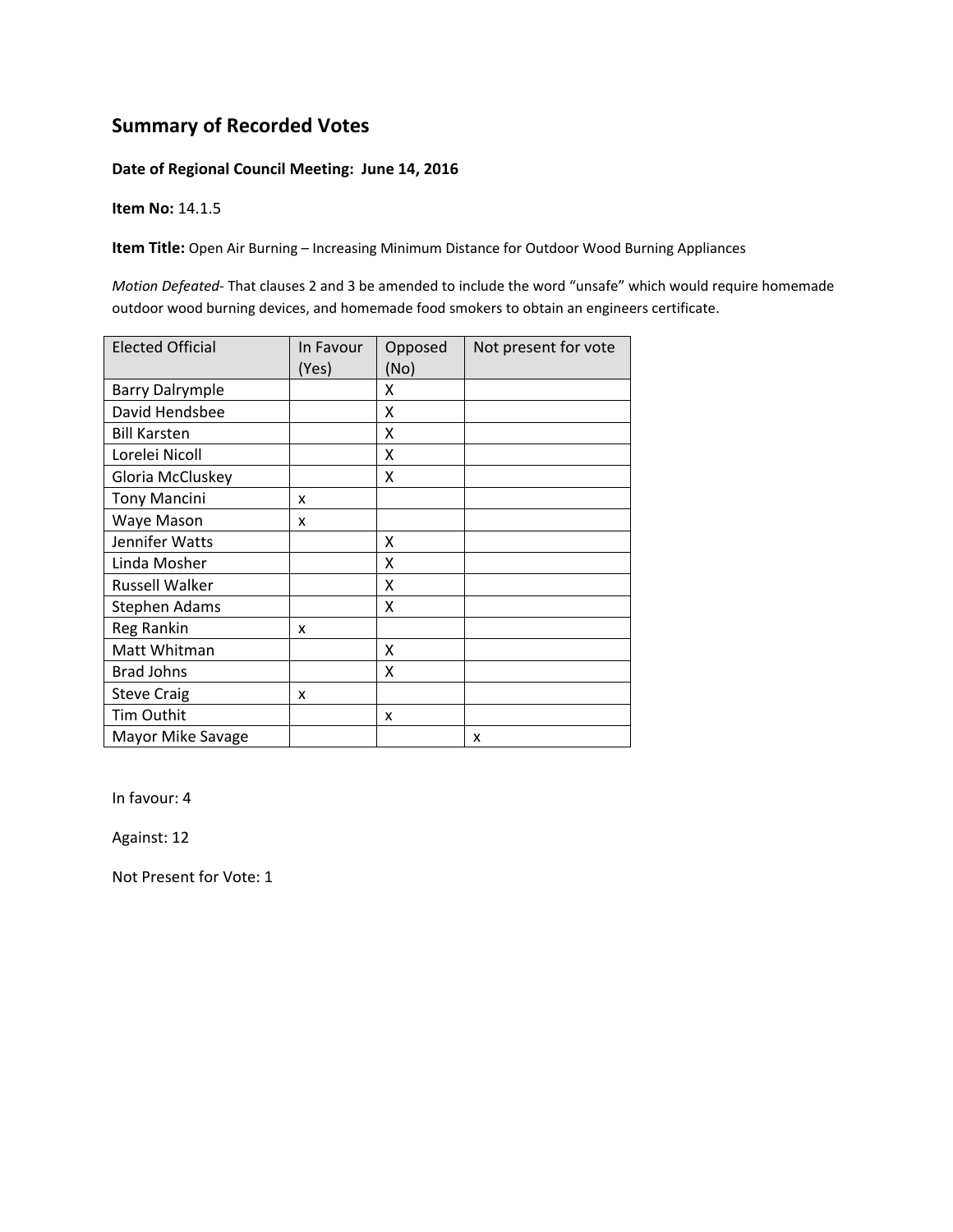## Summary of Recorded Votes

**Date of Regional Council Meeting: June 14, 2016**

**Item No:** 14.1.5

**Item Title:** Open Air Burning – Increasing Minimum Distance for Outdoor Wood Burning Appliances

*Motion Defeated*- That clauses 2 and 3 be amended to include the word "unsafe" which would require homemade outdoor wood burning devices, and homemade food smokers to obtain an engineers certificate.

| Elected Official | In Favour (Yes) | Opposed (No) | Not present for vote |
|---|---|---|---|
| Barry Dalrymple | | X | |
| David Hendsbee | | X | |
| Bill Karsten | | X | |
| Lorelei Nicoll | | X | |
| Gloria McCluskey | | X | |
| Tony Mancini | x | | |
| Waye Mason | x | | |
| Jennifer Watts | | X | |
| Linda Mosher | | X | |
| Russell Walker | | X | |
| Stephen Adams | | X | |
| Reg Rankin | x | | |
| Matt Whitman | | X | |
| Brad Johns | | X | |
| Steve Craig | x | | |
| Tim Outhit | | x | |
| Mayor Mike Savage | | | x |

In favour: 4

Against: 12

Not Present for Vote: 1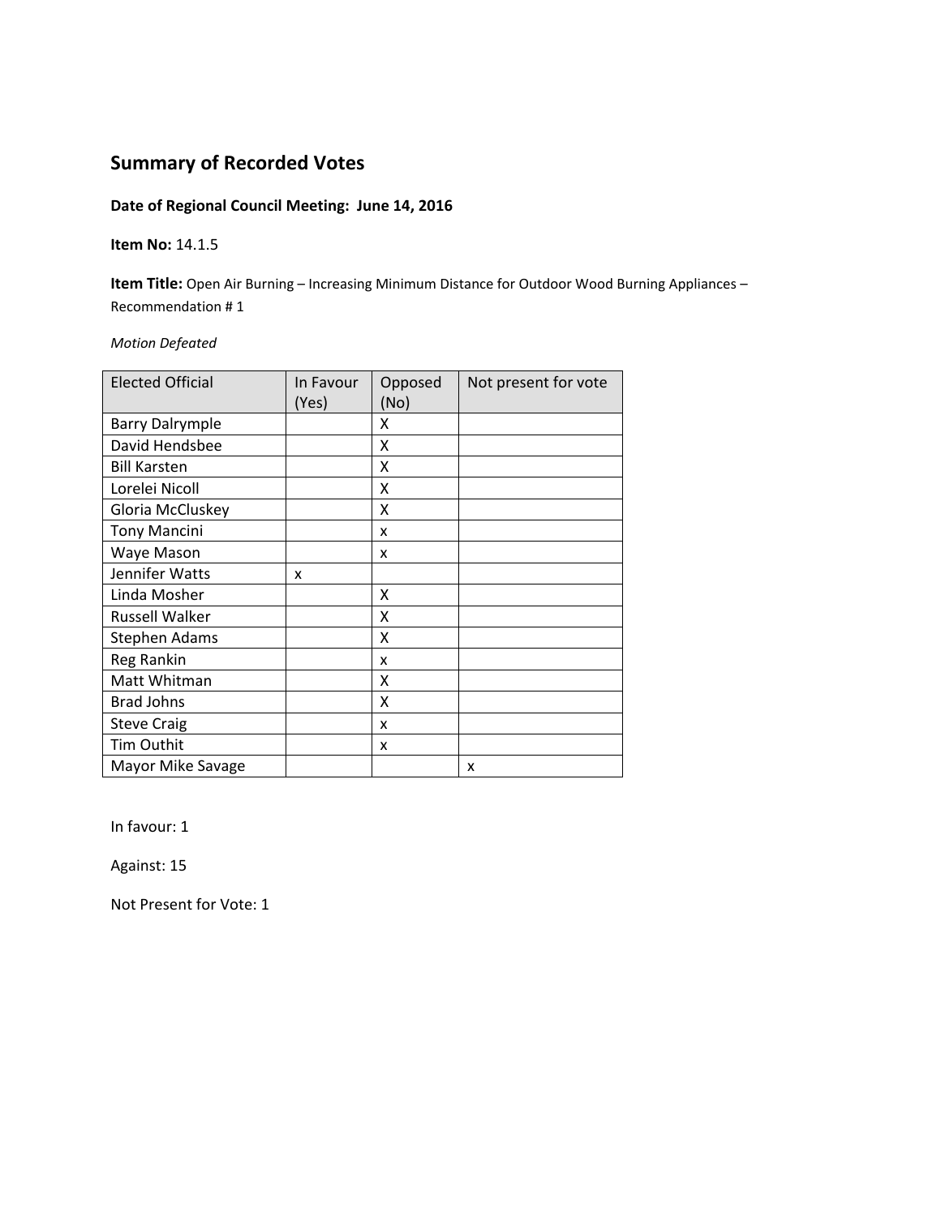## Summary of Recorded Votes

**Date of Regional Council Meeting: June 14, 2016**

**Item No:** 14.1.5

**Item Title:** Open Air Burning – Increasing Minimum Distance for Outdoor Wood Burning Appliances – Recommendation # 1

*Motion Defeated*

| Elected Official | In Favour (Yes) | Opposed (No) | Not present for vote |
|---|---|---|---|
| Barry Dalrymple | | X | |
| David Hendsbee | | X | |
| Bill Karsten | | X | |
| Lorelei Nicoll | | X | |
| Gloria McCluskey | | X | |
| Tony Mancini | | x | |
| Waye Mason | | x | |
| Jennifer Watts | x | | |
| Linda Mosher | | X | |
| Russell Walker | | X | |
| Stephen Adams | | X | |
| Reg Rankin | | x | |
| Matt Whitman | | X | |
| Brad Johns | | X | |
| Steve Craig | | x | |
| Tim Outhit | | x | |
| Mayor Mike Savage | | | x |

In favour: 1

Against: 15

Not Present for Vote: 1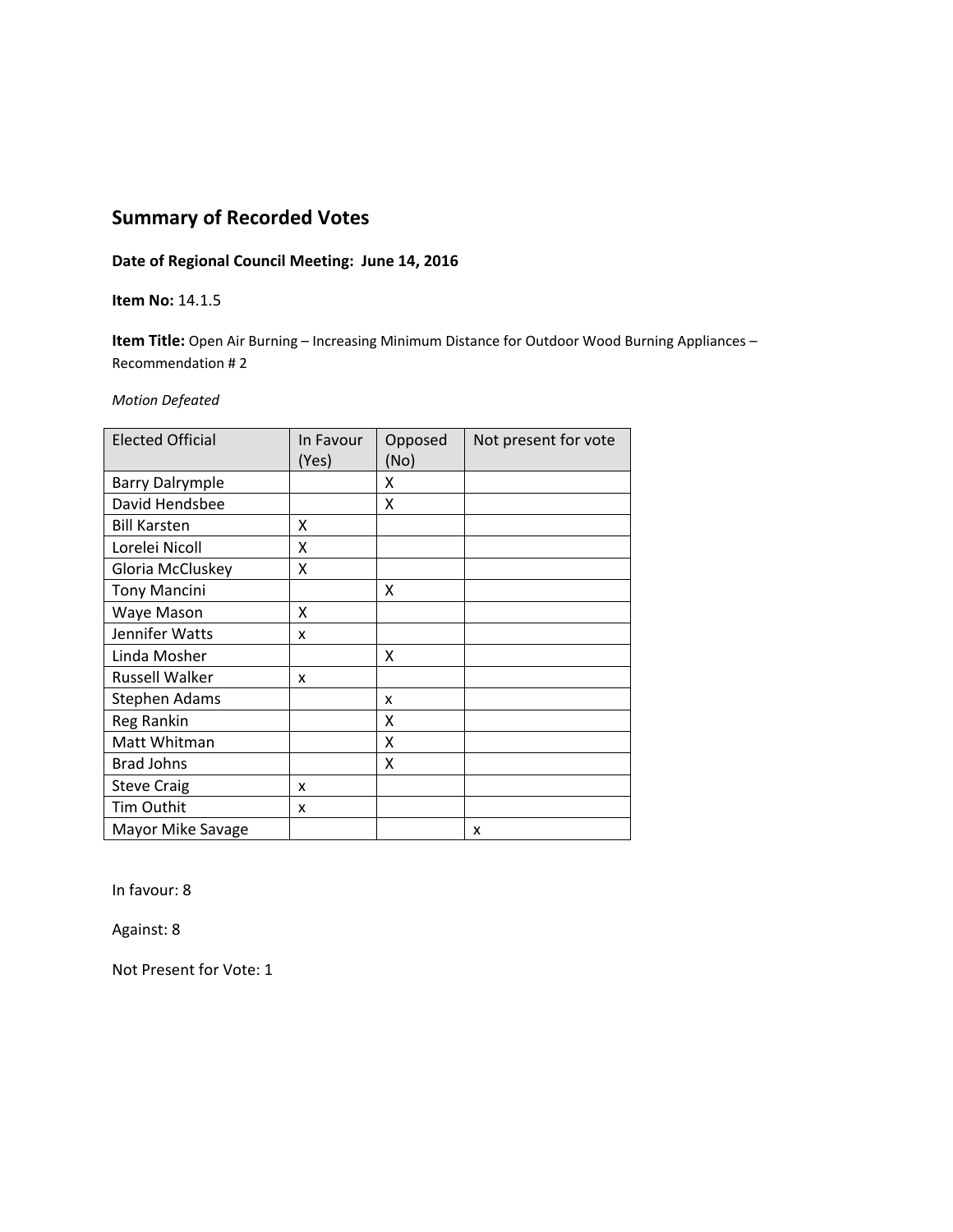## Summary of Recorded Votes

**Date of Regional Council Meeting: June 14, 2016**

**Item No:** 14.1.5

**Item Title:** Open Air Burning – Increasing Minimum Distance for Outdoor Wood Burning Appliances – Recommendation # 2

*Motion Defeated*

| Elected Official | In Favour (Yes) | Opposed (No) | Not present for vote |
|---|---|---|---|
| Barry Dalrymple | | X | |
| David Hendsbee | | X | |
| Bill Karsten | X | | |
| Lorelei Nicoll | X | | |
| Gloria McCluskey | X | | |
| Tony Mancini | | X | |
| Waye Mason | X | | |
| Jennifer Watts | x | | |
| Linda Mosher | | X | |
| Russell Walker | x | | |
| Stephen Adams | | x | |
| Reg Rankin | | X | |
| Matt Whitman | | X | |
| Brad Johns | | X | |
| Steve Craig | x | | |
| Tim Outhit | x | | |
| Mayor Mike Savage | | | x |

In favour: 8

Against: 8

Not Present for Vote: 1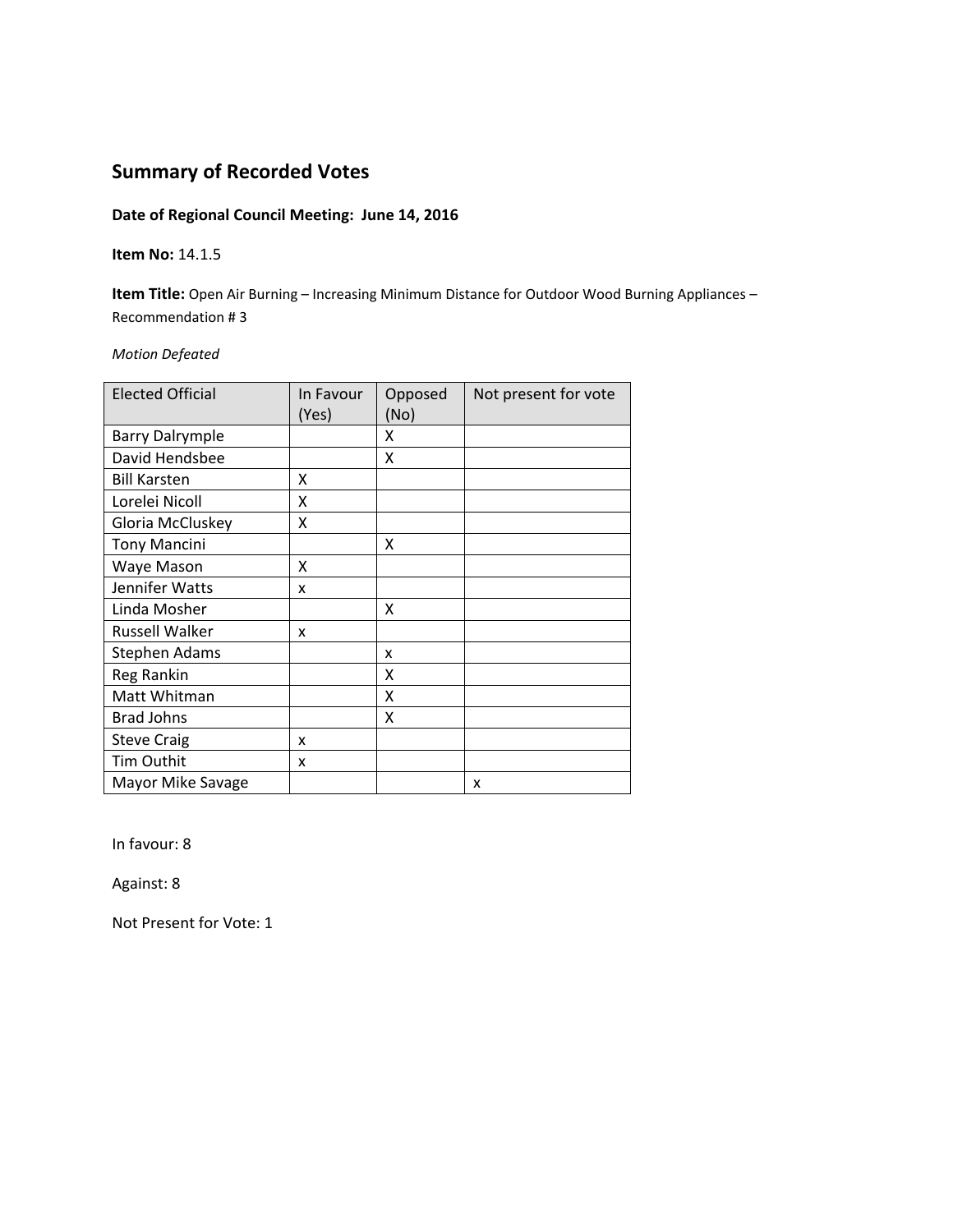## Summary of Recorded Votes

**Date of Regional Council Meeting: June 14, 2016**

**Item No:** 14.1.5

**Item Title:** Open Air Burning – Increasing Minimum Distance for Outdoor Wood Burning Appliances – Recommendation # 3

*Motion Defeated*

| Elected Official | In Favour (Yes) | Opposed (No) | Not present for vote |
|---|---|---|---|
| Barry Dalrymple | | X | |
| David Hendsbee | | X | |
| Bill Karsten | X | | |
| Lorelei Nicoll | X | | |
| Gloria McCluskey | X | | |
| Tony Mancini | | X | |
| Waye Mason | X | | |
| Jennifer Watts | x | | |
| Linda Mosher | | X | |
| Russell Walker | x | | |
| Stephen Adams | | x | |
| Reg Rankin | | X | |
| Matt Whitman | | X | |
| Brad Johns | | X | |
| Steve Craig | x | | |
| Tim Outhit | x | | |
| Mayor Mike Savage | | | x |

In favour: 8

Against: 8

Not Present for Vote: 1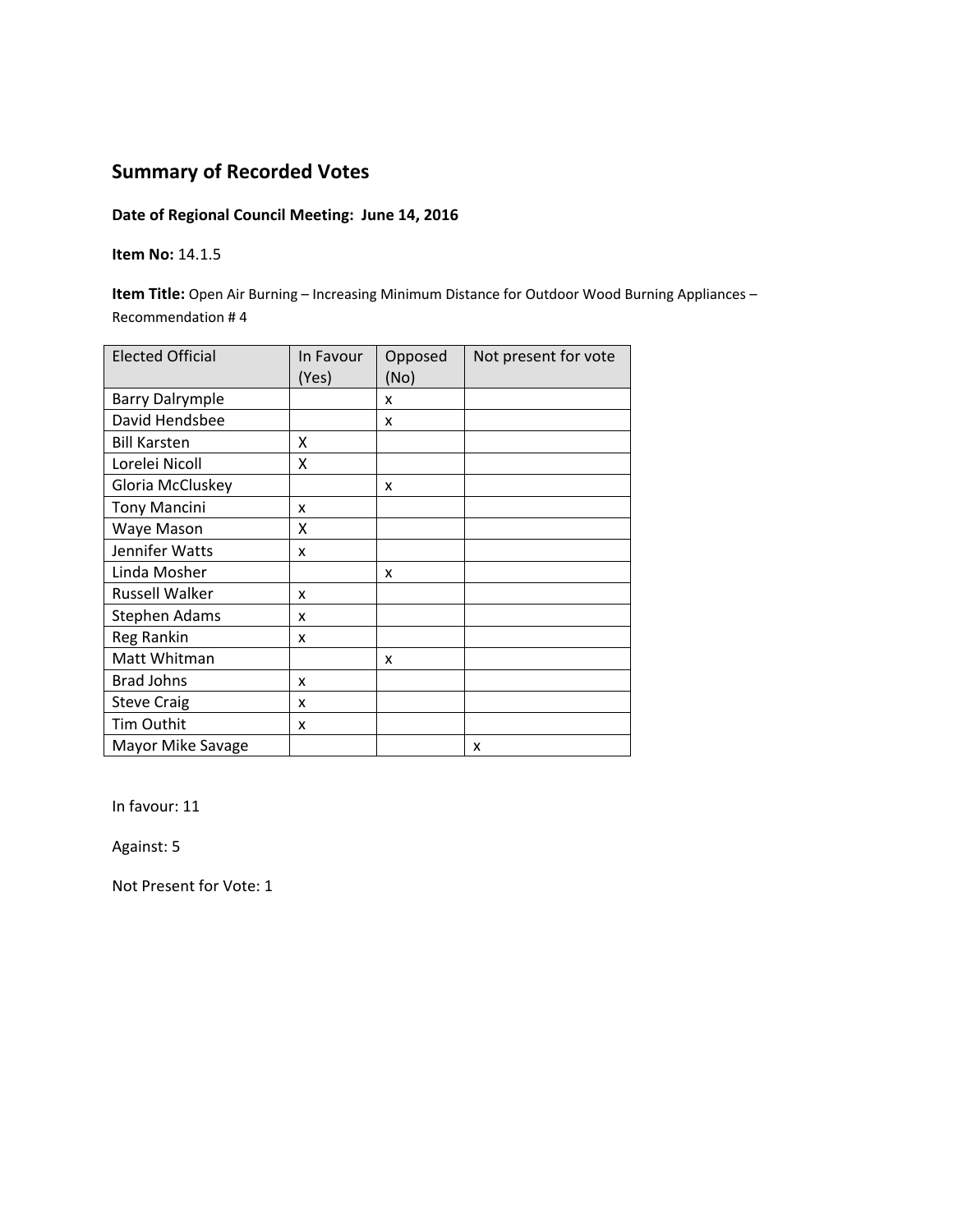## Summary of Recorded Votes

**Date of Regional Council Meeting: June 14, 2016**

**Item No:** 14.1.5

**Item Title:** Open Air Burning – Increasing Minimum Distance for Outdoor Wood Burning Appliances – Recommendation # 4

| Elected Official | In Favour (Yes) | Opposed (No) | Not present for vote |
|---|---|---|---|
| Barry Dalrymple | | x | |
| David Hendsbee | | x | |
| Bill Karsten | X | | |
| Lorelei Nicoll | X | | |
| Gloria McCluskey | | x | |
| Tony Mancini | x | | |
| Waye Mason | X | | |
| Jennifer Watts | x | | |
| Linda Mosher | | x | |
| Russell Walker | x | | |
| Stephen Adams | x | | |
| Reg Rankin | x | | |
| Matt Whitman | | x | |
| Brad Johns | x | | |
| Steve Craig | x | | |
| Tim Outhit | x | | |
| Mayor Mike Savage | | | x |

In favour: 11

Against: 5

Not Present for Vote: 1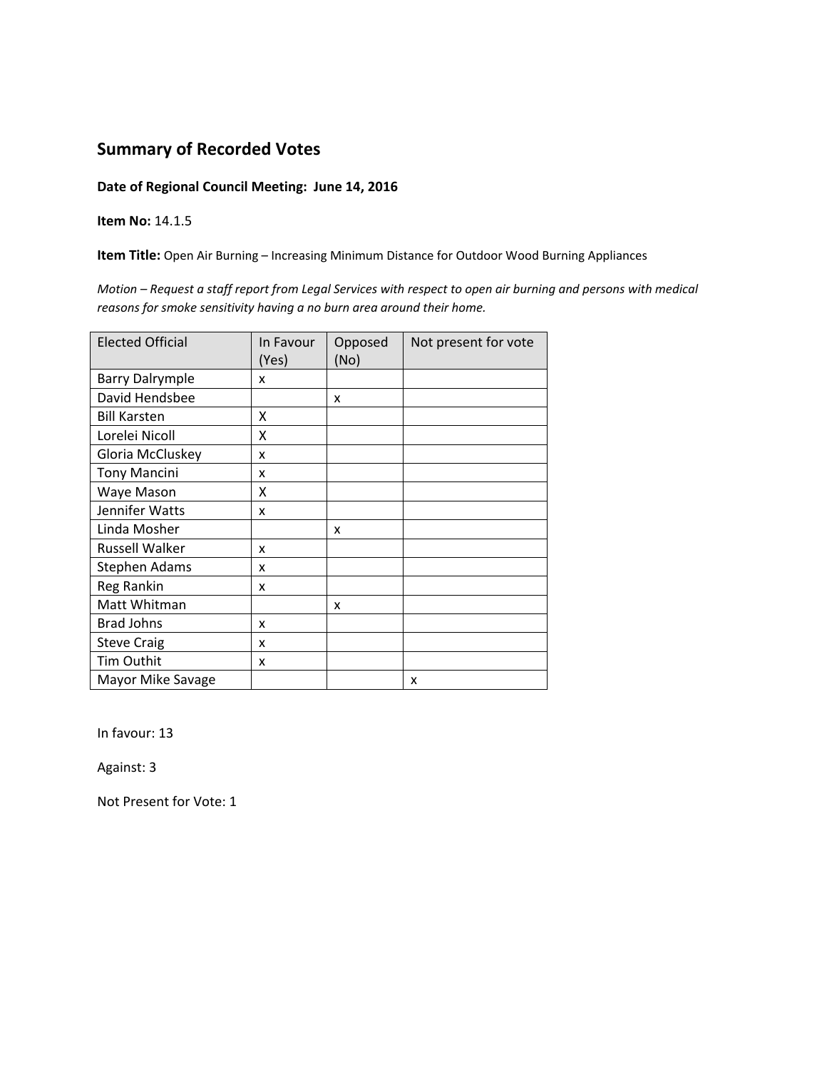## Summary of Recorded Votes

**Date of Regional Council Meeting: June 14, 2016**

**Item No:** 14.1.5

**Item Title:** Open Air Burning – Increasing Minimum Distance for Outdoor Wood Burning Appliances

*Motion – Request a staff report from Legal Services with respect to open air burning and persons with medical reasons for smoke sensitivity having a no burn area around their home.*

| Elected Official | In Favour (Yes) | Opposed (No) | Not present for vote |
|---|---|---|---|
| Barry Dalrymple | x | | |
| David Hendsbee | | x | |
| Bill Karsten | X | | |
| Lorelei Nicoll | X | | |
| Gloria McCluskey | x | | |
| Tony Mancini | x | | |
| Waye Mason | X | | |
| Jennifer Watts | x | | |
| Linda Mosher | | x | |
| Russell Walker | x | | |
| Stephen Adams | x | | |
| Reg Rankin | x | | |
| Matt Whitman | | x | |
| Brad Johns | x | | |
| Steve Craig | x | | |
| Tim Outhit | x | | |
| Mayor Mike Savage | | | x |

In favour: 13

Against: 3

Not Present for Vote: 1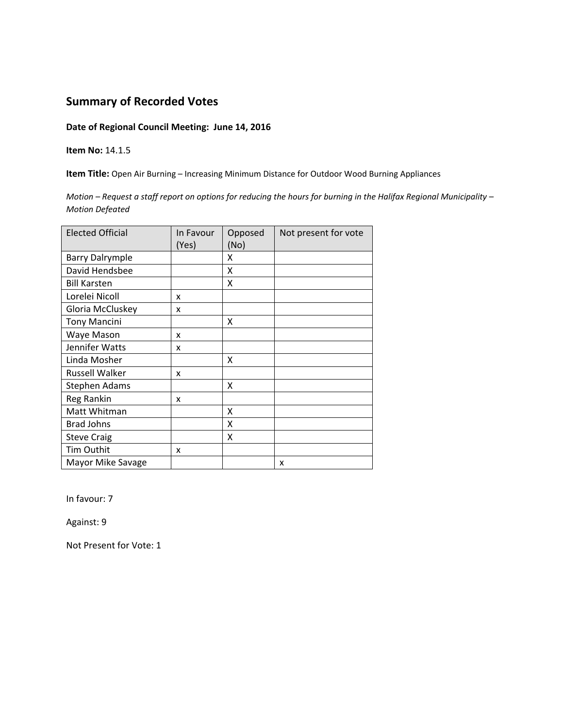## Summary of Recorded Votes

**Date of Regional Council Meeting: June 14, 2016**

**Item No:** 14.1.5

**Item Title:** Open Air Burning – Increasing Minimum Distance for Outdoor Wood Burning Appliances

*Motion – Request a staff report on options for reducing the hours for burning in the Halifax Regional Municipality – Motion Defeated*

| Elected Official | In Favour (Yes) | Opposed (No) | Not present for vote |
|---|---|---|---|
| Barry Dalrymple | | X | |
| David Hendsbee | | X | |
| Bill Karsten | | X | |
| Lorelei Nicoll | x | | |
| Gloria McCluskey | x | | |
| Tony Mancini | | X | |
| Waye Mason | x | | |
| Jennifer Watts | x | | |
| Linda Mosher | | X | |
| Russell Walker | x | | |
| Stephen Adams | | X | |
| Reg Rankin | x | | |
| Matt Whitman | | X | |
| Brad Johns | | X | |
| Steve Craig | | X | |
| Tim Outhit | x | | |
| Mayor Mike Savage | | | x |

In favour: 7

Against: 9

Not Present for Vote: 1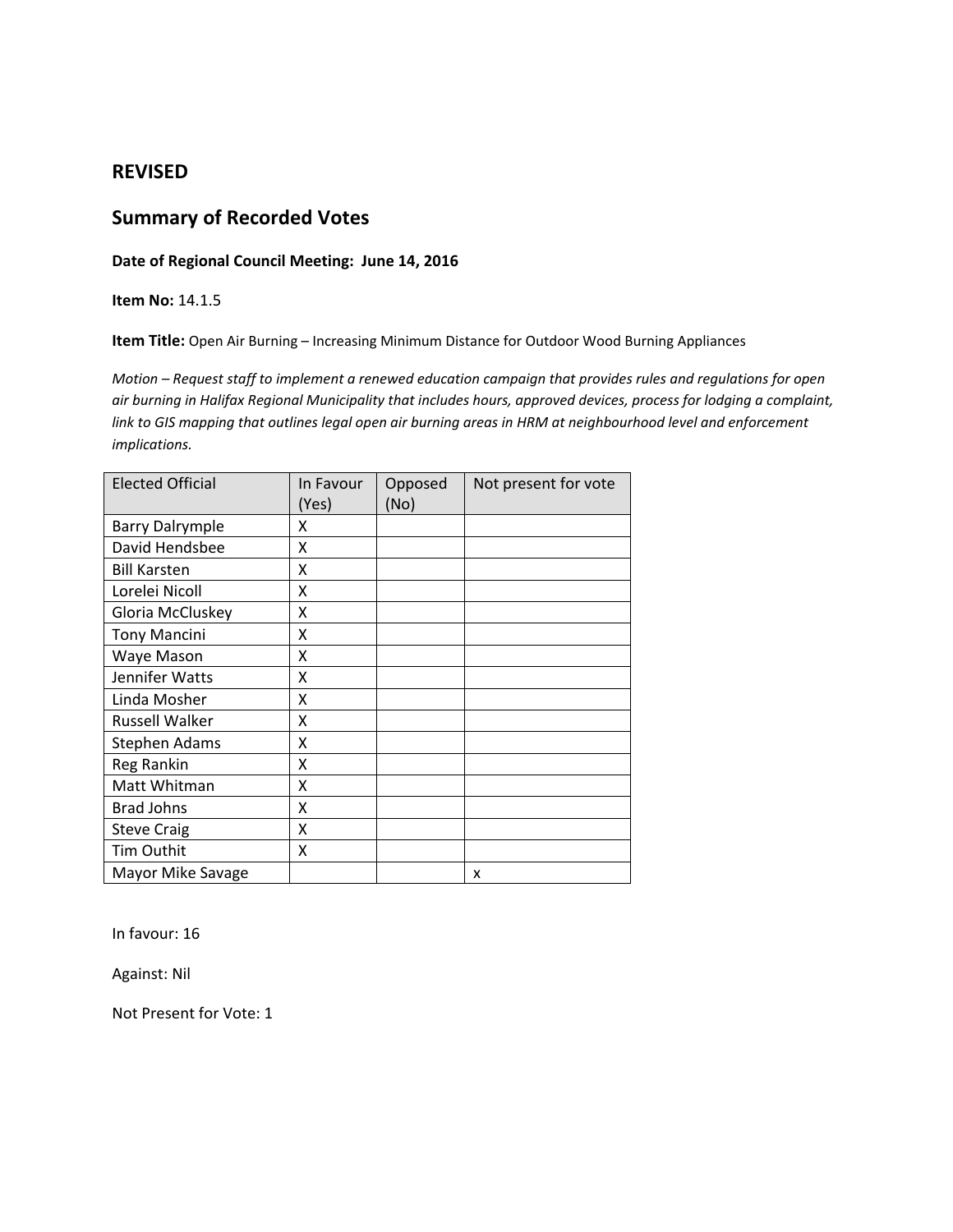## REVISED

## Summary of Recorded Votes

**Date of Regional Council Meeting: June 14, 2016**

**Item No:** 14.1.5

**Item Title:** Open Air Burning – Increasing Minimum Distance for Outdoor Wood Burning Appliances

*Motion – Request staff to implement a renewed education campaign that provides rules and regulations for open air burning in Halifax Regional Municipality that includes hours, approved devices, process for lodging a complaint, link to GIS mapping that outlines legal open air burning areas in HRM at neighbourhood level and enforcement implications.*

| Elected Official | In Favour (Yes) | Opposed (No) | Not present for vote |
|---|---|---|---|
| Barry Dalrymple | X | | |
| David Hendsbee | X | | |
| Bill Karsten | X | | |
| Lorelei Nicoll | X | | |
| Gloria McCluskey | X | | |
| Tony Mancini | X | | |
| Waye Mason | X | | |
| Jennifer Watts | X | | |
| Linda Mosher | X | | |
| Russell Walker | X | | |
| Stephen Adams | X | | |
| Reg Rankin | X | | |
| Matt Whitman | X | | |
| Brad Johns | X | | |
| Steve Craig | X | | |
| Tim Outhit | X | | |
| Mayor Mike Savage | | | x |

In favour: 16

Against: Nil

Not Present for Vote: 1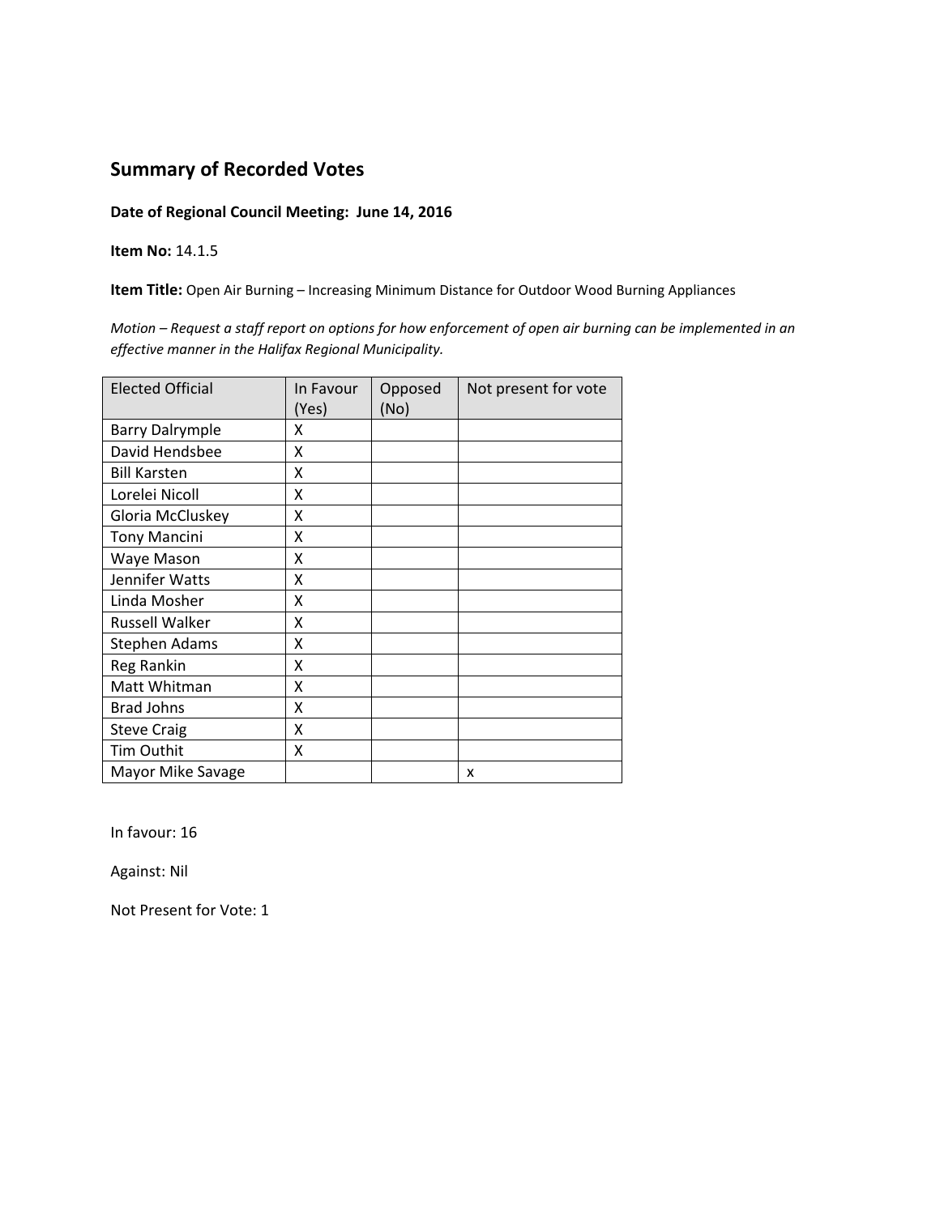## Summary of Recorded Votes

**Date of Regional Council Meeting: June 14, 2016**

**Item No:** 14.1.5

**Item Title:** Open Air Burning – Increasing Minimum Distance for Outdoor Wood Burning Appliances

*Motion – Request a staff report on options for how enforcement of open air burning can be implemented in an effective manner in the Halifax Regional Municipality.*

| Elected Official | In Favour (Yes) | Opposed (No) | Not present for vote |
|---|---|---|---|
| Barry Dalrymple | X | | |
| David Hendsbee | X | | |
| Bill Karsten | X | | |
| Lorelei Nicoll | X | | |
| Gloria McCluskey | X | | |
| Tony Mancini | X | | |
| Waye Mason | X | | |
| Jennifer Watts | X | | |
| Linda Mosher | X | | |
| Russell Walker | X | | |
| Stephen Adams | X | | |
| Reg Rankin | X | | |
| Matt Whitman | X | | |
| Brad Johns | X | | |
| Steve Craig | X | | |
| Tim Outhit | X | | |
| Mayor Mike Savage | | | x |

In favour: 16

Against: Nil

Not Present for Vote: 1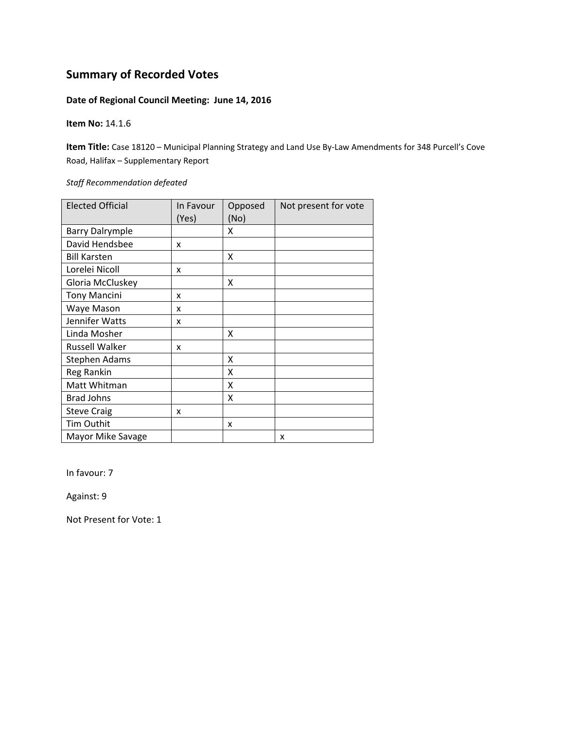# Summary of Recorded Votes

**Date of Regional Council Meeting: June 14, 2016**

**Item No:** 14.1.6

**Item Title:** Case 18120 – Municipal Planning Strategy and Land Use By-Law Amendments for 348 Purcell's Cove Road, Halifax – Supplementary Report

*Staff Recommendation defeated*

| Elected Official | In Favour (Yes) | Opposed (No) | Not present for vote |
|---|---|---|---|
| Barry Dalrymple | | X | |
| David Hendsbee | x | | |
| Bill Karsten | | X | |
| Lorelei Nicoll | x | | |
| Gloria McCluskey | | X | |
| Tony Mancini | x | | |
| Waye Mason | x | | |
| Jennifer Watts | x | | |
| Linda Mosher | | X | |
| Russell Walker | x | | |
| Stephen Adams | | X | |
| Reg Rankin | | X | |
| Matt Whitman | | X | |
| Brad Johns | | X | |
| Steve Craig | x | | |
| Tim Outhit | | x | |
| Mayor Mike Savage | | | x |

In favour: 7

Against: 9

Not Present for Vote: 1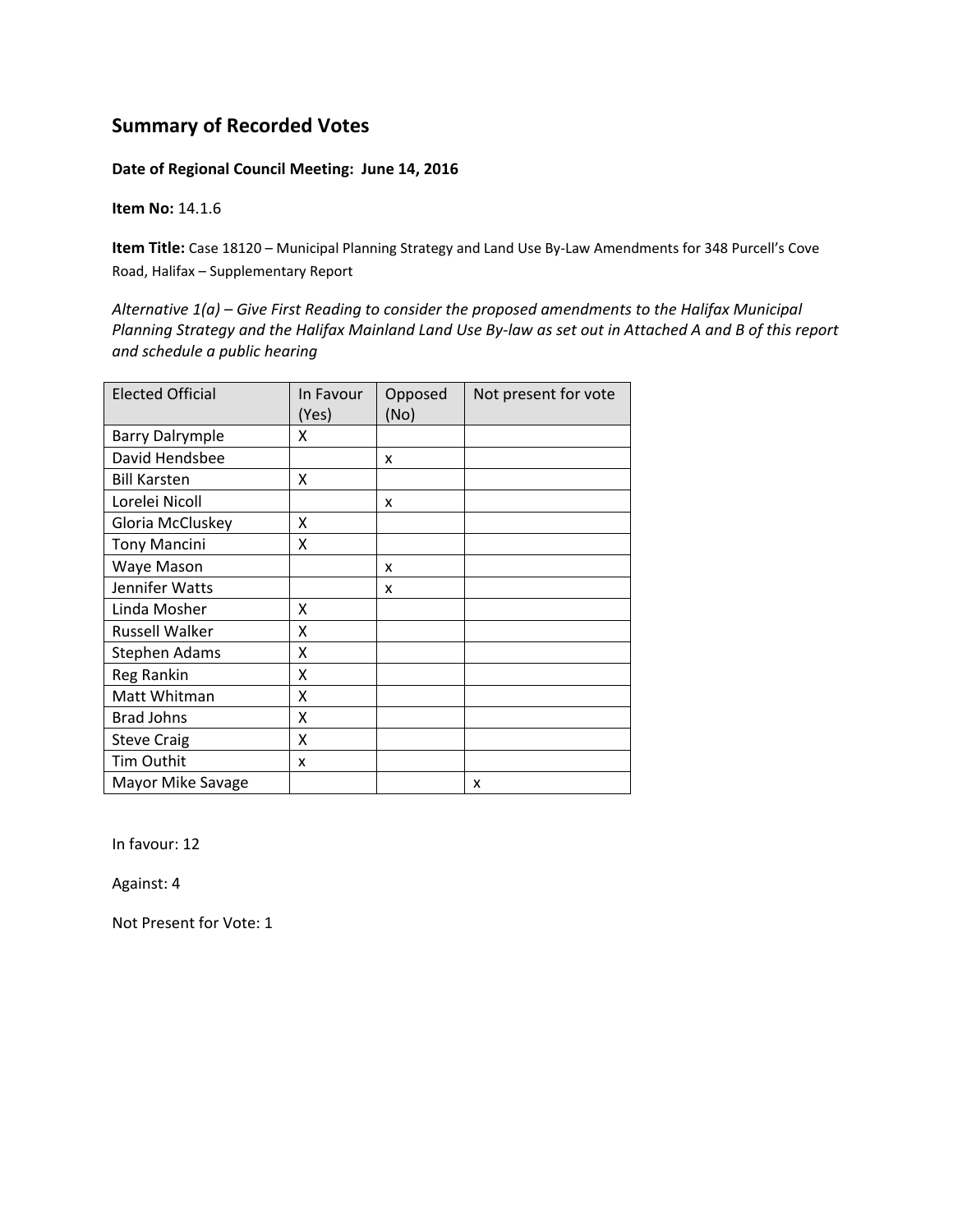## Summary of Recorded Votes

**Date of Regional Council Meeting: June 14, 2016**

**Item No:** 14.1.6

**Item Title:** Case 18120 – Municipal Planning Strategy and Land Use By-Law Amendments for 348 Purcell's Cove Road, Halifax – Supplementary Report

*Alternative 1(a) – Give First Reading to consider the proposed amendments to the Halifax Municipal Planning Strategy and the Halifax Mainland Land Use By-law as set out in Attached A and B of this report and schedule a public hearing*

| Elected Official | In Favour (Yes) | Opposed (No) | Not present for vote |
|---|---|---|---|
| Barry Dalrymple | X | | |
| David Hendsbee | | x | |
| Bill Karsten | X | | |
| Lorelei Nicoll | | x | |
| Gloria McCluskey | X | | |
| Tony Mancini | X | | |
| Waye Mason | | x | |
| Jennifer Watts | | x | |
| Linda Mosher | X | | |
| Russell Walker | X | | |
| Stephen Adams | X | | |
| Reg Rankin | X | | |
| Matt Whitman | X | | |
| Brad Johns | X | | |
| Steve Craig | X | | |
| Tim Outhit | x | | |
| Mayor Mike Savage | | | x |

In favour: 12

Against: 4

Not Present for Vote: 1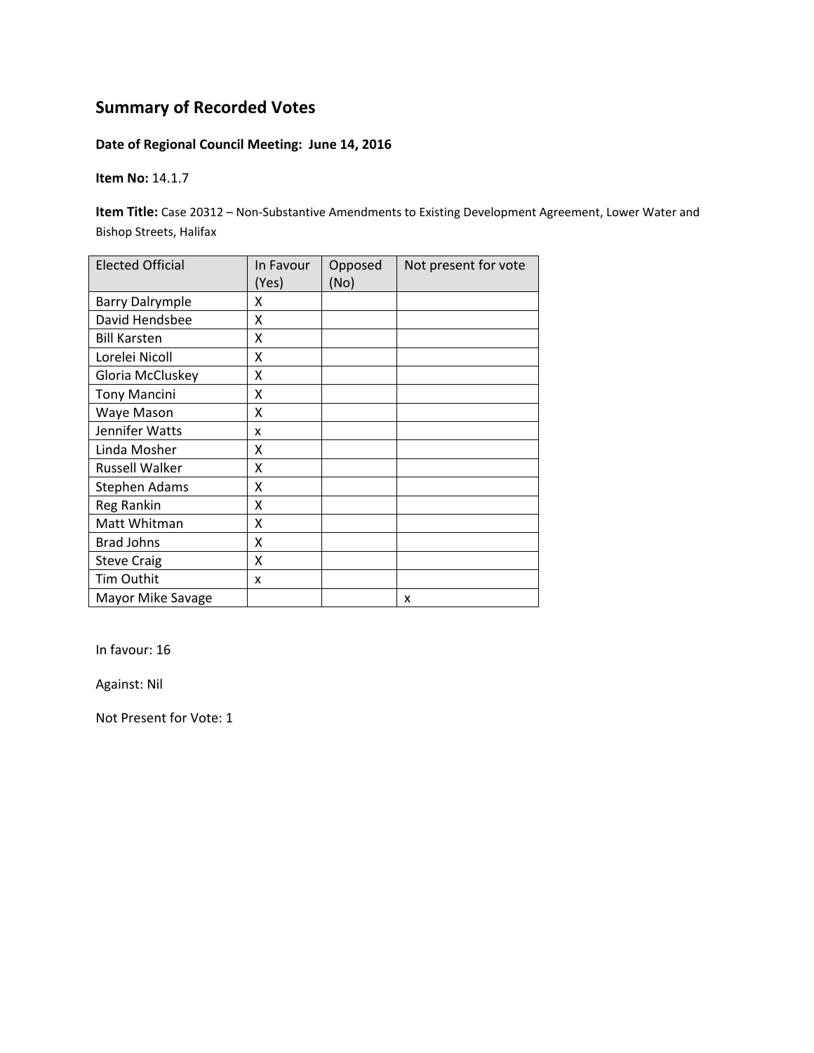## Summary of Recorded Votes

**Date of Regional Council Meeting: June 14, 2016**

**Item No:** 14.1.7

**Item Title:** Case 20312 – Non-Substantive Amendments to Existing Development Agreement, Lower Water and Bishop Streets, Halifax

| Elected Official | In Favour (Yes) | Opposed (No) | Not present for vote |
|---|---|---|---|
| Barry Dalrymple | X | | |
| David Hendsbee | X | | |
| Bill Karsten | X | | |
| Lorelei Nicoll | X | | |
| Gloria McCluskey | X | | |
| Tony Mancini | X | | |
| Waye Mason | X | | |
| Jennifer Watts | x | | |
| Linda Mosher | X | | |
| Russell Walker | X | | |
| Stephen Adams | X | | |
| Reg Rankin | X | | |
| Matt Whitman | X | | |
| Brad Johns | X | | |
| Steve Craig | X | | |
| Tim Outhit | x | | |
| Mayor Mike Savage | | | x |

In favour: 16

Against: Nil

Not Present for Vote: 1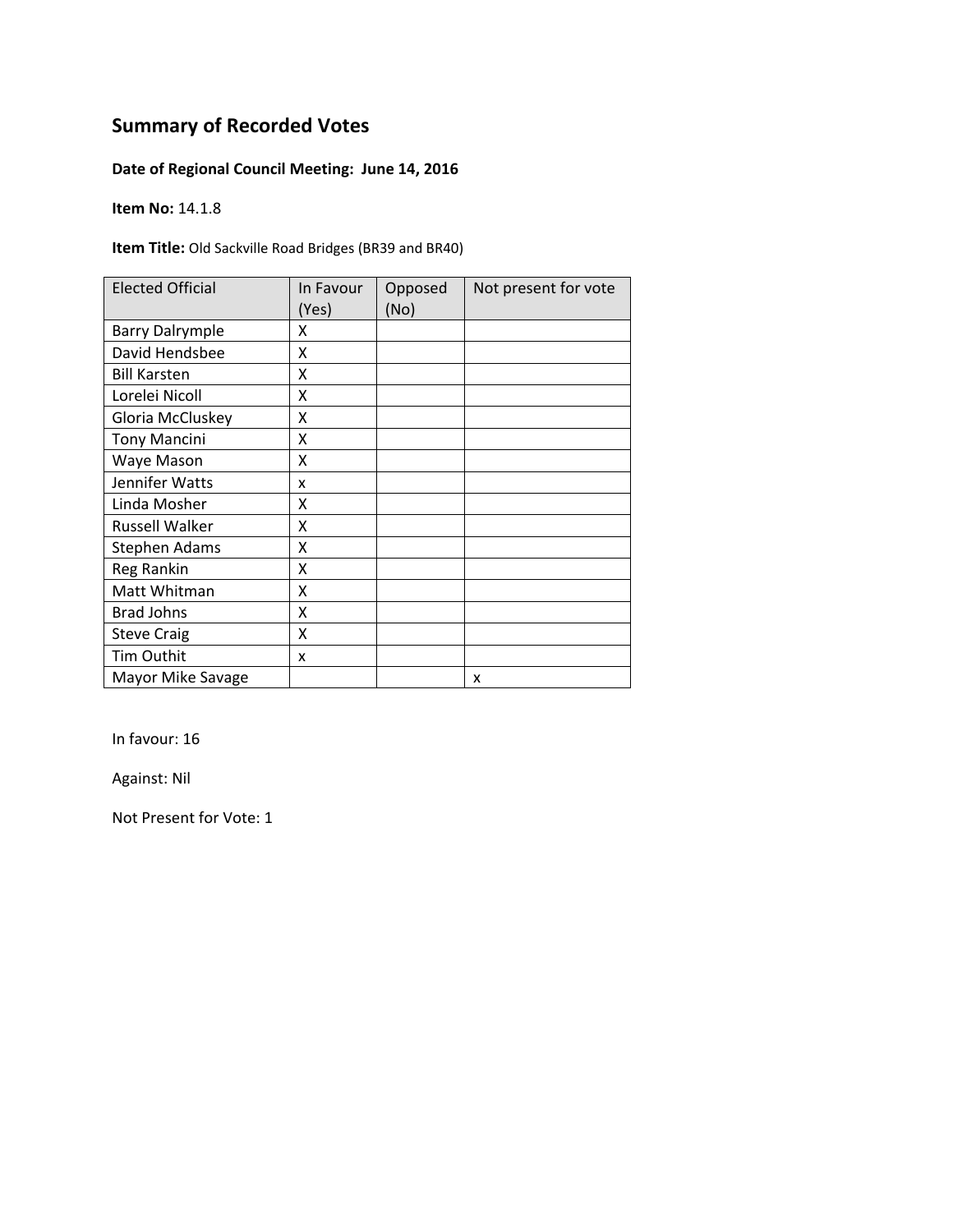# Summary of Recorded Votes

**Date of Regional Council Meeting: June 14, 2016**

**Item No:** 14.1.8

**Item Title:** Old Sackville Road Bridges (BR39 and BR40)

| Elected Official | In Favour (Yes) | Opposed (No) | Not present for vote |
|---|---|---|---|
| Barry Dalrymple | X | | |
| David Hendsbee | X | | |
| Bill Karsten | X | | |
| Lorelei Nicoll | X | | |
| Gloria McCluskey | X | | |
| Tony Mancini | X | | |
| Waye Mason | X | | |
| Jennifer Watts | x | | |
| Linda Mosher | X | | |
| Russell Walker | X | | |
| Stephen Adams | X | | |
| Reg Rankin | X | | |
| Matt Whitman | X | | |
| Brad Johns | X | | |
| Steve Craig | X | | |
| Tim Outhit | x | | |
| Mayor Mike Savage | | | x |

In favour: 16

Against: Nil

Not Present for Vote: 1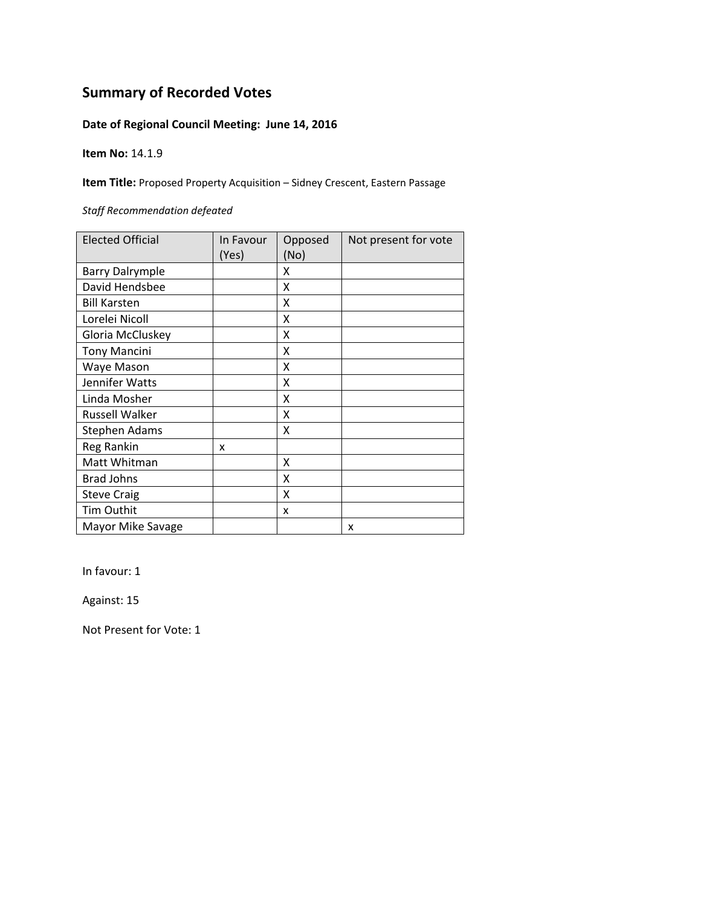## Summary of Recorded Votes

**Date of Regional Council Meeting: June 14, 2016**

**Item No:** 14.1.9

**Item Title:** Proposed Property Acquisition – Sidney Crescent, Eastern Passage

*Staff Recommendation defeated*

| Elected Official | In Favour (Yes) | Opposed (No) | Not present for vote |
|---|---|---|---|
| Barry Dalrymple | | X | |
| David Hendsbee | | X | |
| Bill Karsten | | X | |
| Lorelei Nicoll | | X | |
| Gloria McCluskey | | X | |
| Tony Mancini | | X | |
| Waye Mason | | X | |
| Jennifer Watts | | X | |
| Linda Mosher | | X | |
| Russell Walker | | X | |
| Stephen Adams | | X | |
| Reg Rankin | x | | |
| Matt Whitman | | X | |
| Brad Johns | | X | |
| Steve Craig | | X | |
| Tim Outhit | | x | |
| Mayor Mike Savage | | | x |

In favour: 1

Against: 15

Not Present for Vote: 1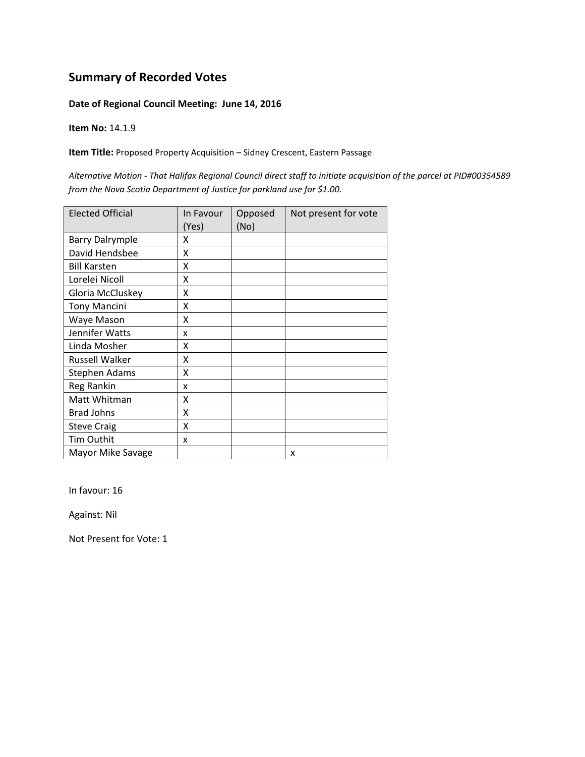## Summary of Recorded Votes

**Date of Regional Council Meeting: June 14, 2016**

**Item No:** 14.1.9

**Item Title:** Proposed Property Acquisition – Sidney Crescent, Eastern Passage

*Alternative Motion - That Halifax Regional Council direct staff to initiate acquisition of the parcel at PID#00354589 from the Nova Scotia Department of Justice for parkland use for $1.00.*

| Elected Official | In Favour (Yes) | Opposed (No) | Not present for vote |
|---|---|---|---|
| Barry Dalrymple | X | | |
| David Hendsbee | X | | |
| Bill Karsten | X | | |
| Lorelei Nicoll | X | | |
| Gloria McCluskey | X | | |
| Tony Mancini | X | | |
| Waye Mason | X | | |
| Jennifer Watts | x | | |
| Linda Mosher | X | | |
| Russell Walker | X | | |
| Stephen Adams | X | | |
| Reg Rankin | x | | |
| Matt Whitman | X | | |
| Brad Johns | X | | |
| Steve Craig | X | | |
| Tim Outhit | x | | |
| Mayor Mike Savage | | | x |

In favour: 16

Against: Nil

Not Present for Vote: 1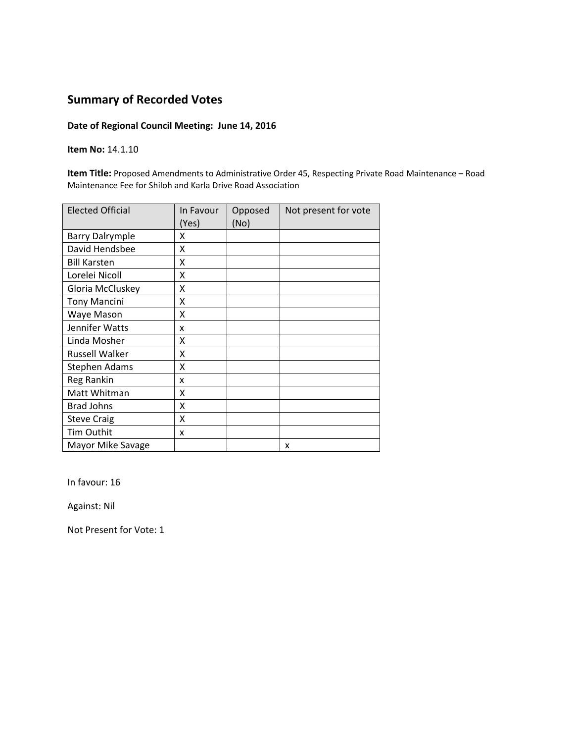## Summary of Recorded Votes

**Date of Regional Council Meeting: June 14, 2016**

**Item No:** 14.1.10

**Item Title:** Proposed Amendments to Administrative Order 45, Respecting Private Road Maintenance – Road Maintenance Fee for Shiloh and Karla Drive Road Association

| Elected Official | In Favour (Yes) | Opposed (No) | Not present for vote |
|---|---|---|---|
| Barry Dalrymple | X | | |
| David Hendsbee | X | | |
| Bill Karsten | X | | |
| Lorelei Nicoll | X | | |
| Gloria McCluskey | X | | |
| Tony Mancini | X | | |
| Waye Mason | X | | |
| Jennifer Watts | x | | |
| Linda Mosher | X | | |
| Russell Walker | X | | |
| Stephen Adams | X | | |
| Reg Rankin | x | | |
| Matt Whitman | X | | |
| Brad Johns | X | | |
| Steve Craig | X | | |
| Tim Outhit | x | | |
| Mayor Mike Savage | | | x |

In favour: 16

Against: Nil

Not Present for Vote: 1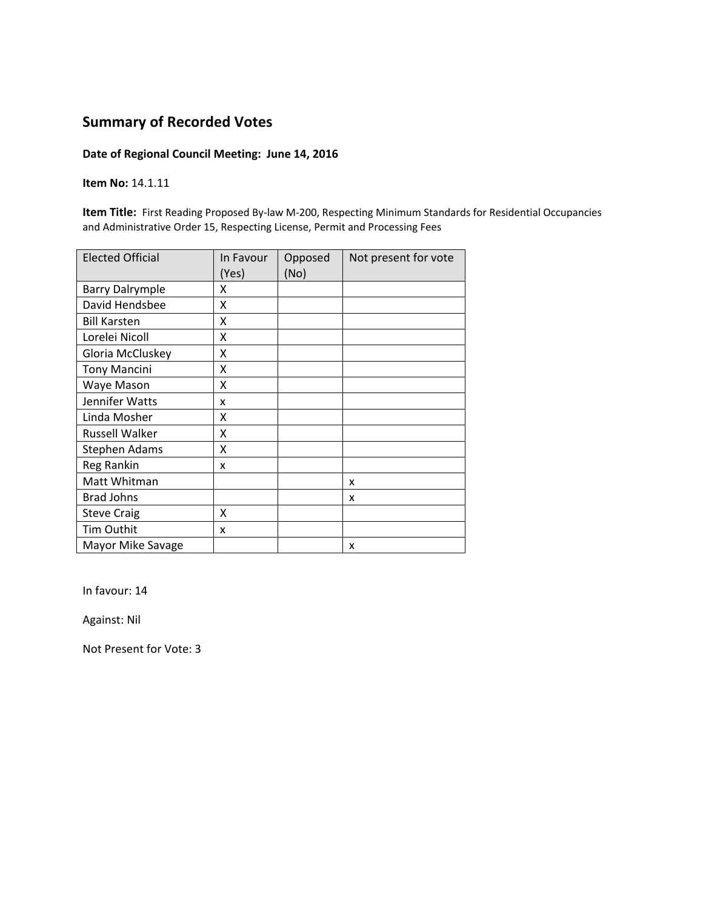## Summary of Recorded Votes

**Date of Regional Council Meeting: June 14, 2016**

**Item No:** 14.1.11

**Item Title:** First Reading Proposed By-law M-200, Respecting Minimum Standards for Residential Occupancies and Administrative Order 15, Respecting License, Permit and Processing Fees

| Elected Official | In Favour (Yes) | Opposed (No) | Not present for vote |
|---|---|---|---|
| Barry Dalrymple | X | | |
| David Hendsbee | X | | |
| Bill Karsten | X | | |
| Lorelei Nicoll | X | | |
| Gloria McCluskey | X | | |
| Tony Mancini | X | | |
| Waye Mason | X | | |
| Jennifer Watts | x | | |
| Linda Mosher | X | | |
| Russell Walker | X | | |
| Stephen Adams | X | | |
| Reg Rankin | x | | |
| Matt Whitman | | | x |
| Brad Johns | | | x |
| Steve Craig | X | | |
| Tim Outhit | x | | |
| Mayor Mike Savage | | | x |

In favour: 14

Against: Nil

Not Present for Vote: 3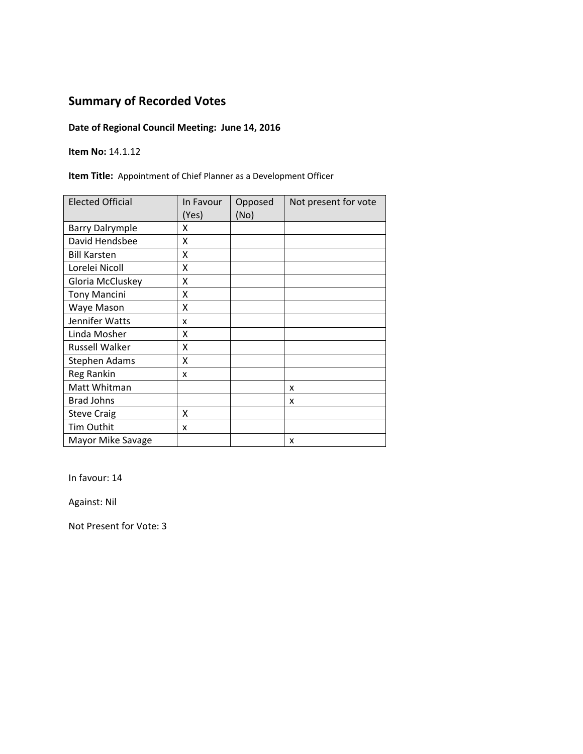## Summary of Recorded Votes

**Date of Regional Council Meeting: June 14, 2016**

**Item No:** 14.1.12

**Item Title:** Appointment of Chief Planner as a Development Officer

| Elected Official | In Favour (Yes) | Opposed (No) | Not present for vote |
|---|---|---|---|
| Barry Dalrymple | X | | |
| David Hendsbee | X | | |
| Bill Karsten | X | | |
| Lorelei Nicoll | X | | |
| Gloria McCluskey | X | | |
| Tony Mancini | X | | |
| Waye Mason | X | | |
| Jennifer Watts | x | | |
| Linda Mosher | X | | |
| Russell Walker | X | | |
| Stephen Adams | X | | |
| Reg Rankin | x | | |
| Matt Whitman | | | x |
| Brad Johns | | | x |
| Steve Craig | X | | |
| Tim Outhit | x | | |
| Mayor Mike Savage | | | x |

In favour: 14

Against: Nil

Not Present for Vote: 3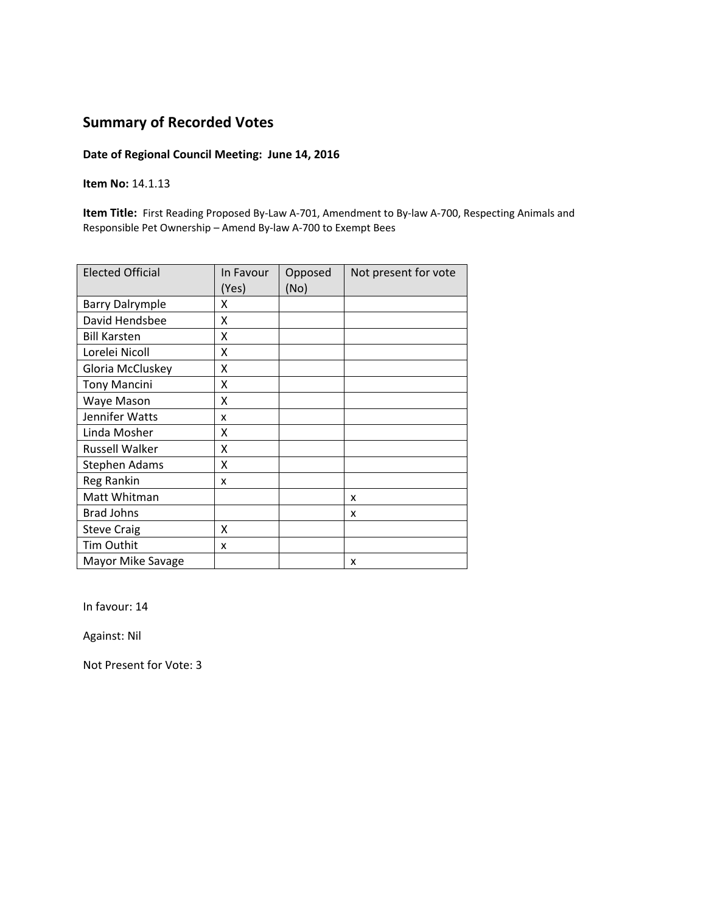## Summary of Recorded Votes

**Date of Regional Council Meeting: June 14, 2016**

**Item No:** 14.1.13

**Item Title:** First Reading Proposed By-Law A-701, Amendment to By-law A-700, Respecting Animals and Responsible Pet Ownership – Amend By-law A-700 to Exempt Bees

| Elected Official | In Favour (Yes) | Opposed (No) | Not present for vote |
|---|---|---|---|
| Barry Dalrymple | X | | |
| David Hendsbee | X | | |
| Bill Karsten | X | | |
| Lorelei Nicoll | X | | |
| Gloria McCluskey | X | | |
| Tony Mancini | X | | |
| Waye Mason | X | | |
| Jennifer Watts | x | | |
| Linda Mosher | X | | |
| Russell Walker | X | | |
| Stephen Adams | X | | |
| Reg Rankin | x | | |
| Matt Whitman | | | x |
| Brad Johns | | | x |
| Steve Craig | X | | |
| Tim Outhit | x | | |
| Mayor Mike Savage | | | x |

In favour: 14

Against: Nil

Not Present for Vote: 3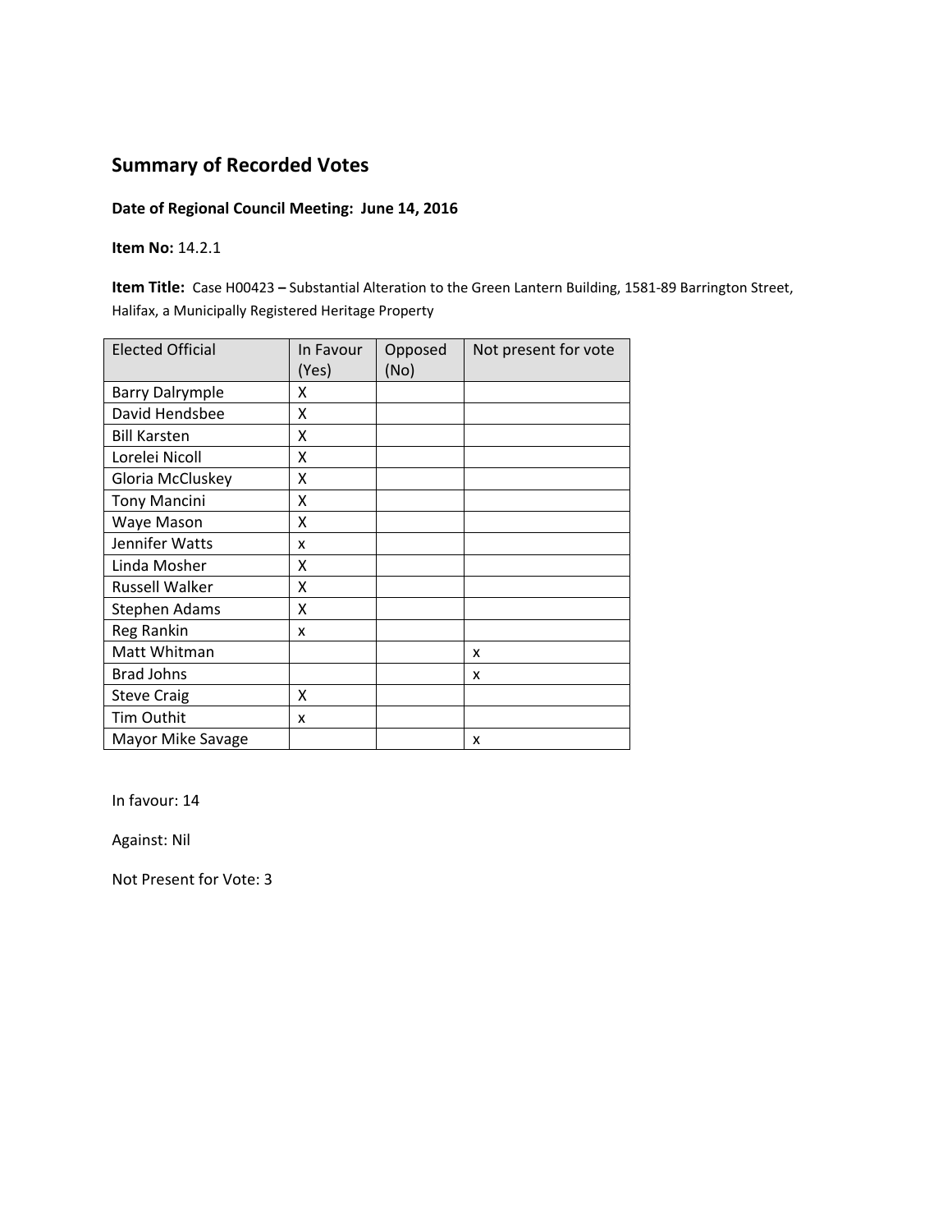## Summary of Recorded Votes

**Date of Regional Council Meeting: June 14, 2016**

**Item No:** 14.2.1

**Item Title:** Case H00423 **–** Substantial Alteration to the Green Lantern Building, 1581-89 Barrington Street, Halifax, a Municipally Registered Heritage Property

| Elected Official | In Favour (Yes) | Opposed (No) | Not present for vote |
|---|---|---|---|
| Barry Dalrymple | X | | |
| David Hendsbee | X | | |
| Bill Karsten | X | | |
| Lorelei Nicoll | X | | |
| Gloria McCluskey | X | | |
| Tony Mancini | X | | |
| Waye Mason | X | | |
| Jennifer Watts | x | | |
| Linda Mosher | X | | |
| Russell Walker | X | | |
| Stephen Adams | X | | |
| Reg Rankin | x | | |
| Matt Whitman | | | x |
| Brad Johns | | | x |
| Steve Craig | X | | |
| Tim Outhit | x | | |
| Mayor Mike Savage | | | x |

In favour: 14

Against: Nil

Not Present for Vote: 3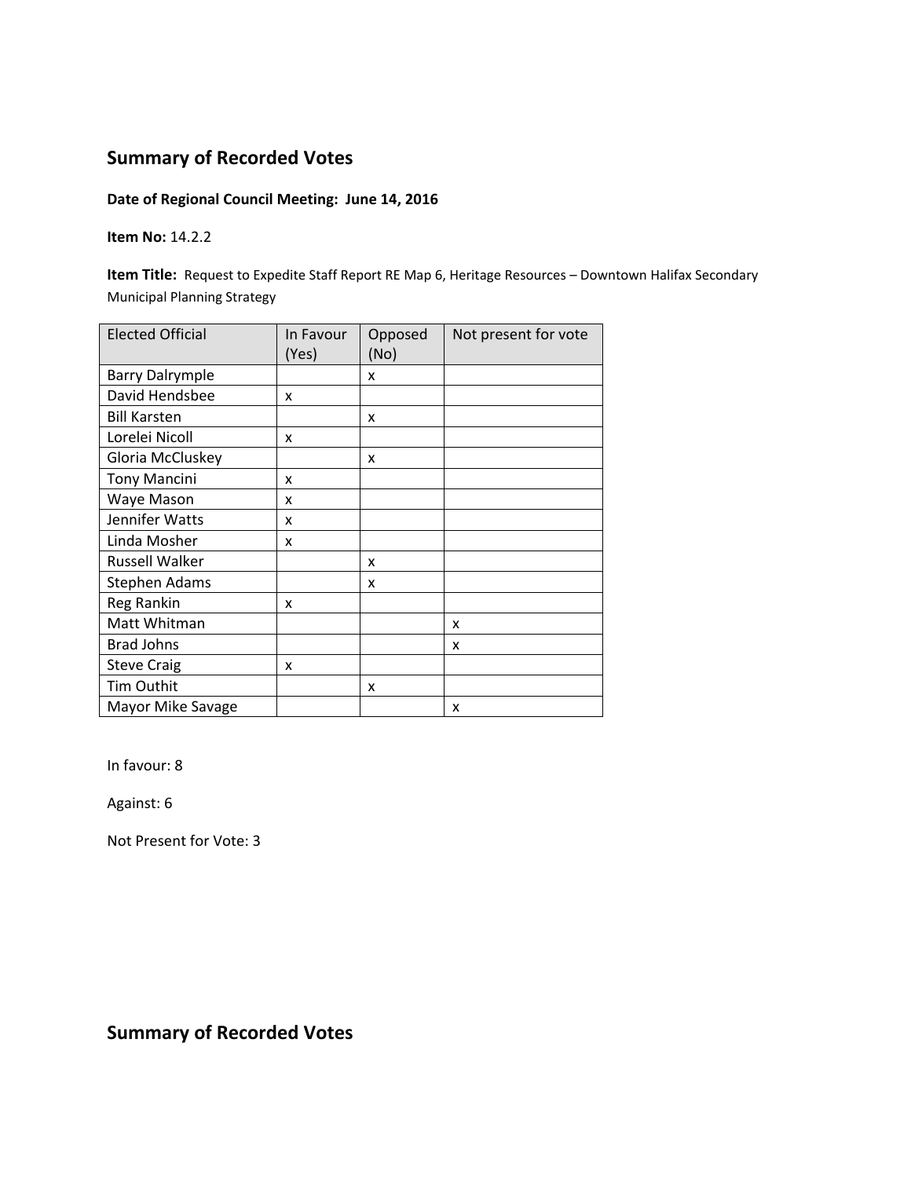## Summary of Recorded Votes

**Date of Regional Council Meeting: June 14, 2016**

**Item No:** 14.2.2

**Item Title:** Request to Expedite Staff Report RE Map 6, Heritage Resources – Downtown Halifax Secondary Municipal Planning Strategy

| Elected Official | In Favour (Yes) | Opposed (No) | Not present for vote |
|---|---|---|---|
| Barry Dalrymple | | x | |
| David Hendsbee | x | | |
| Bill Karsten | | x | |
| Lorelei Nicoll | x | | |
| Gloria McCluskey | | x | |
| Tony Mancini | x | | |
| Waye Mason | x | | |
| Jennifer Watts | x | | |
| Linda Mosher | x | | |
| Russell Walker | | x | |
| Stephen Adams | | x | |
| Reg Rankin | x | | |
| Matt Whitman | | | x |
| Brad Johns | | | x |
| Steve Craig | x | | |
| Tim Outhit | | x | |
| Mayor Mike Savage | | | x |

In favour: 8

Against: 6

Not Present for Vote: 3

## Summary of Recorded Votes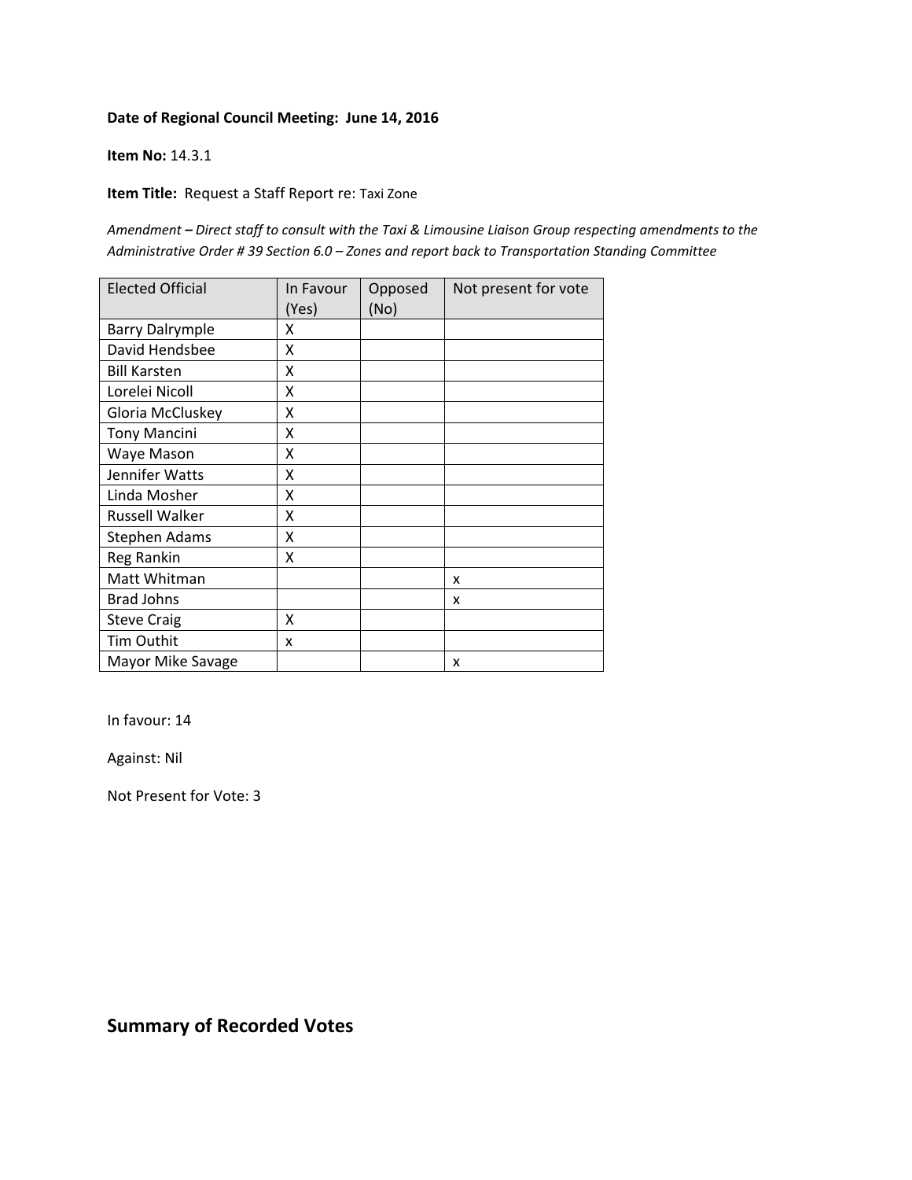**Date of Regional Council Meeting: June 14, 2016**

**Item No:** 14.3.1

**Item Title:** Request a Staff Report re: Taxi Zone

*Amendment – Direct staff to consult with the Taxi & Limousine Liaison Group respecting amendments to the Administrative Order # 39 Section 6.0 – Zones and report back to Transportation Standing Committee*

| Elected Official | In Favour (Yes) | Opposed (No) | Not present for vote |
|---|---|---|---|
| Barry Dalrymple | X | | |
| David Hendsbee | X | | |
| Bill Karsten | X | | |
| Lorelei Nicoll | X | | |
| Gloria McCluskey | X | | |
| Tony Mancini | X | | |
| Waye Mason | X | | |
| Jennifer Watts | X | | |
| Linda Mosher | X | | |
| Russell Walker | X | | |
| Stephen Adams | X | | |
| Reg Rankin | X | | |
| Matt Whitman | | | x |
| Brad Johns | | | x |
| Steve Craig | X | | |
| Tim Outhit | x | | |
| Mayor Mike Savage | | | x |

In favour: 14

Against: Nil

Not Present for Vote: 3

## Summary of Recorded Votes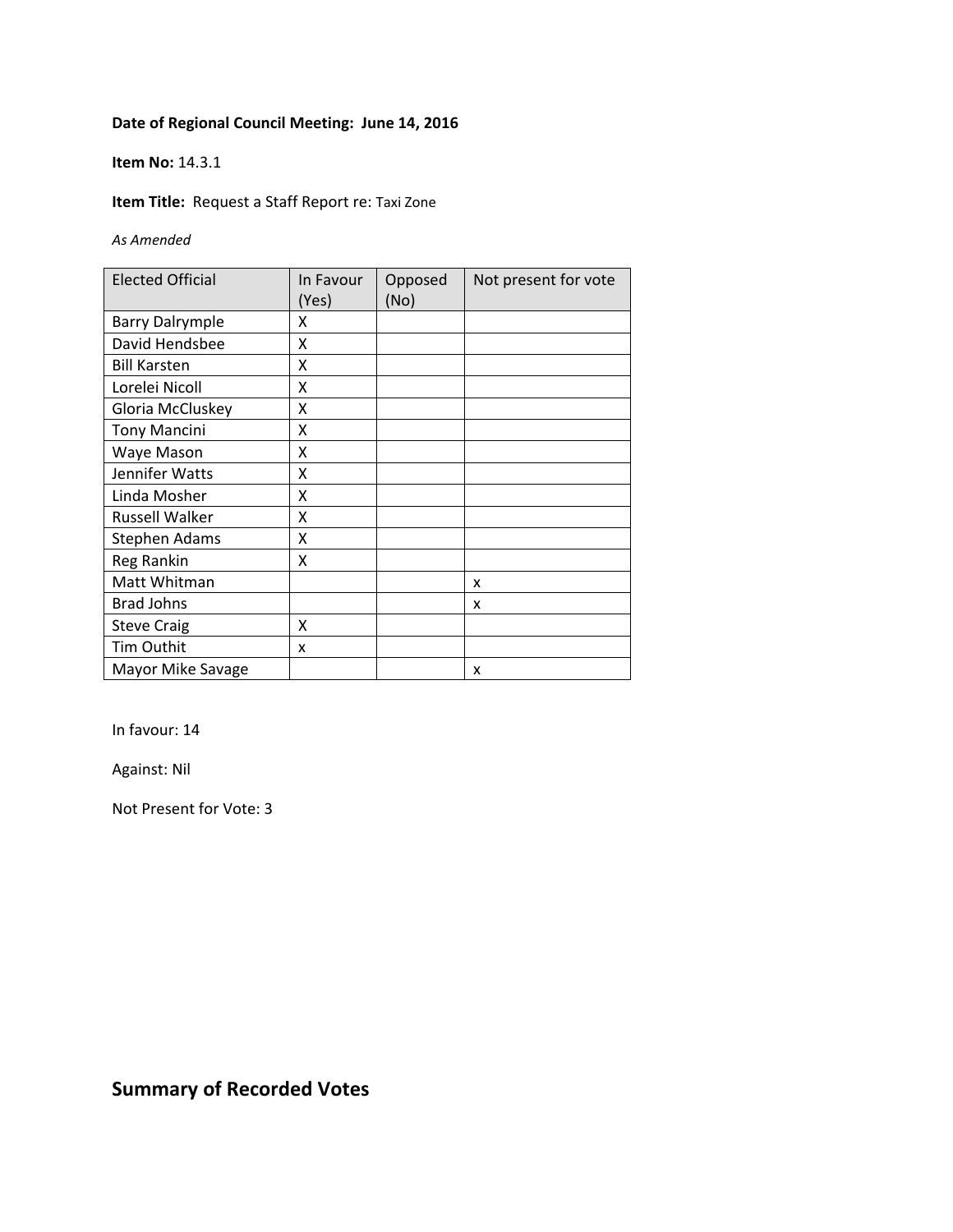**Date of Regional Council Meeting: June 14, 2016**

**Item No:** 14.3.1

**Item Title:** Request a Staff Report re: Taxi Zone

*As Amended*

| Elected Official | In Favour (Yes) | Opposed (No) | Not present for vote |
|---|---|---|---|
| Barry Dalrymple | X | | |
| David Hendsbee | X | | |
| Bill Karsten | X | | |
| Lorelei Nicoll | X | | |
| Gloria McCluskey | X | | |
| Tony Mancini | X | | |
| Waye Mason | X | | |
| Jennifer Watts | X | | |
| Linda Mosher | X | | |
| Russell Walker | X | | |
| Stephen Adams | X | | |
| Reg Rankin | X | | |
| Matt Whitman | | | x |
| Brad Johns | | | x |
| Steve Craig | X | | |
| Tim Outhit | x | | |
| Mayor Mike Savage | | | x |

In favour: 14

Against: Nil

Not Present for Vote: 3

## Summary of Recorded Votes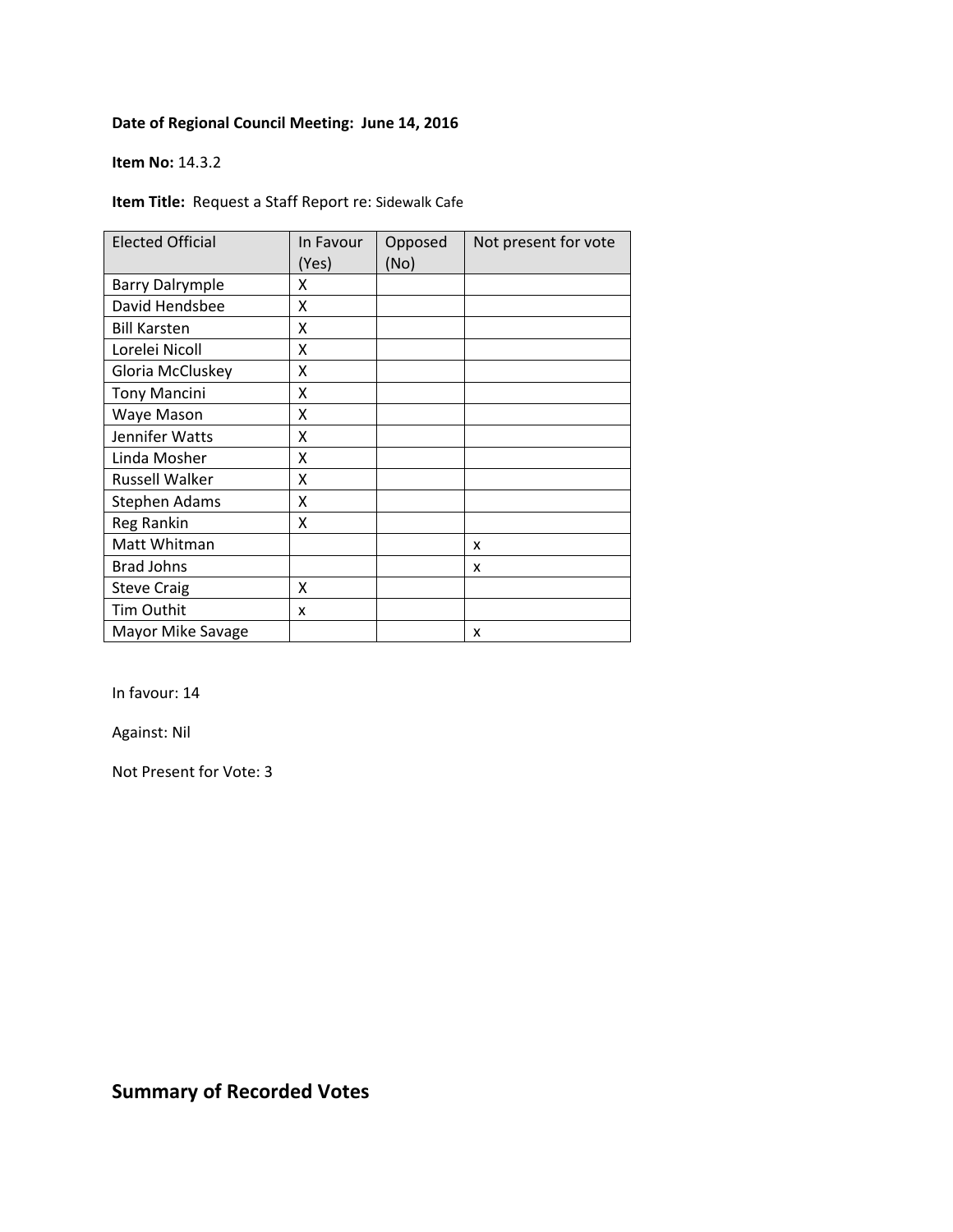**Date of Regional Council Meeting: June 14, 2016**

**Item No:** 14.3.2

**Item Title:** Request a Staff Report re: Sidewalk Cafe

| Elected Official | In Favour (Yes) | Opposed (No) | Not present for vote |
|---|---|---|---|
| Barry Dalrymple | X | | |
| David Hendsbee | X | | |
| Bill Karsten | X | | |
| Lorelei Nicoll | X | | |
| Gloria McCluskey | X | | |
| Tony Mancini | X | | |
| Waye Mason | X | | |
| Jennifer Watts | X | | |
| Linda Mosher | X | | |
| Russell Walker | X | | |
| Stephen Adams | X | | |
| Reg Rankin | X | | |
| Matt Whitman | | | x |
| Brad Johns | | | x |
| Steve Craig | X | | |
| Tim Outhit | x | | |
| Mayor Mike Savage | | | x |

In favour: 14

Against: Nil

Not Present for Vote: 3

## Summary of Recorded Votes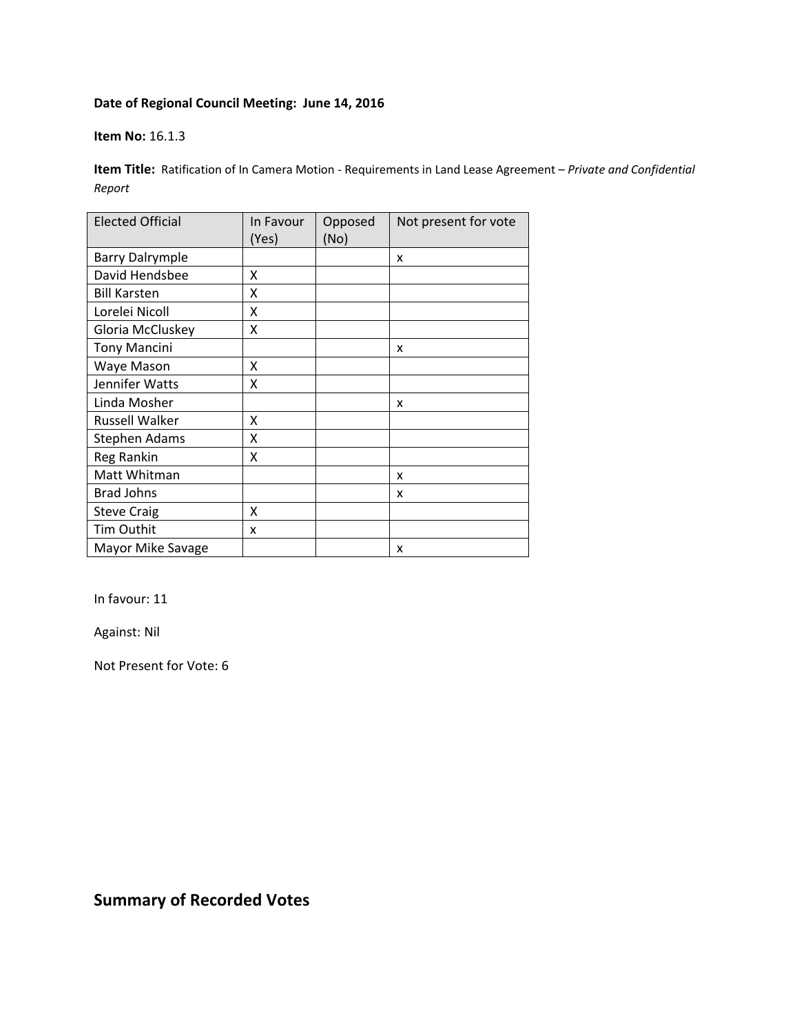**Date of Regional Council Meeting: June 14, 2016**

**Item No:** 16.1.3

**Item Title:** Ratification of In Camera Motion - Requirements in Land Lease Agreement – *Private and Confidential Report*

| Elected Official | In Favour (Yes) | Opposed (No) | Not present for vote |
|---|---|---|---|
| Barry Dalrymple | | | x |
| David Hendsbee | X | | |
| Bill Karsten | X | | |
| Lorelei Nicoll | X | | |
| Gloria McCluskey | X | | |
| Tony Mancini | | | x |
| Waye Mason | X | | |
| Jennifer Watts | X | | |
| Linda Mosher | | | x |
| Russell Walker | X | | |
| Stephen Adams | X | | |
| Reg Rankin | X | | |
| Matt Whitman | | | x |
| Brad Johns | | | x |
| Steve Craig | X | | |
| Tim Outhit | x | | |
| Mayor Mike Savage | | | x |

In favour: 11

Against: Nil

Not Present for Vote: 6

## Summary of Recorded Votes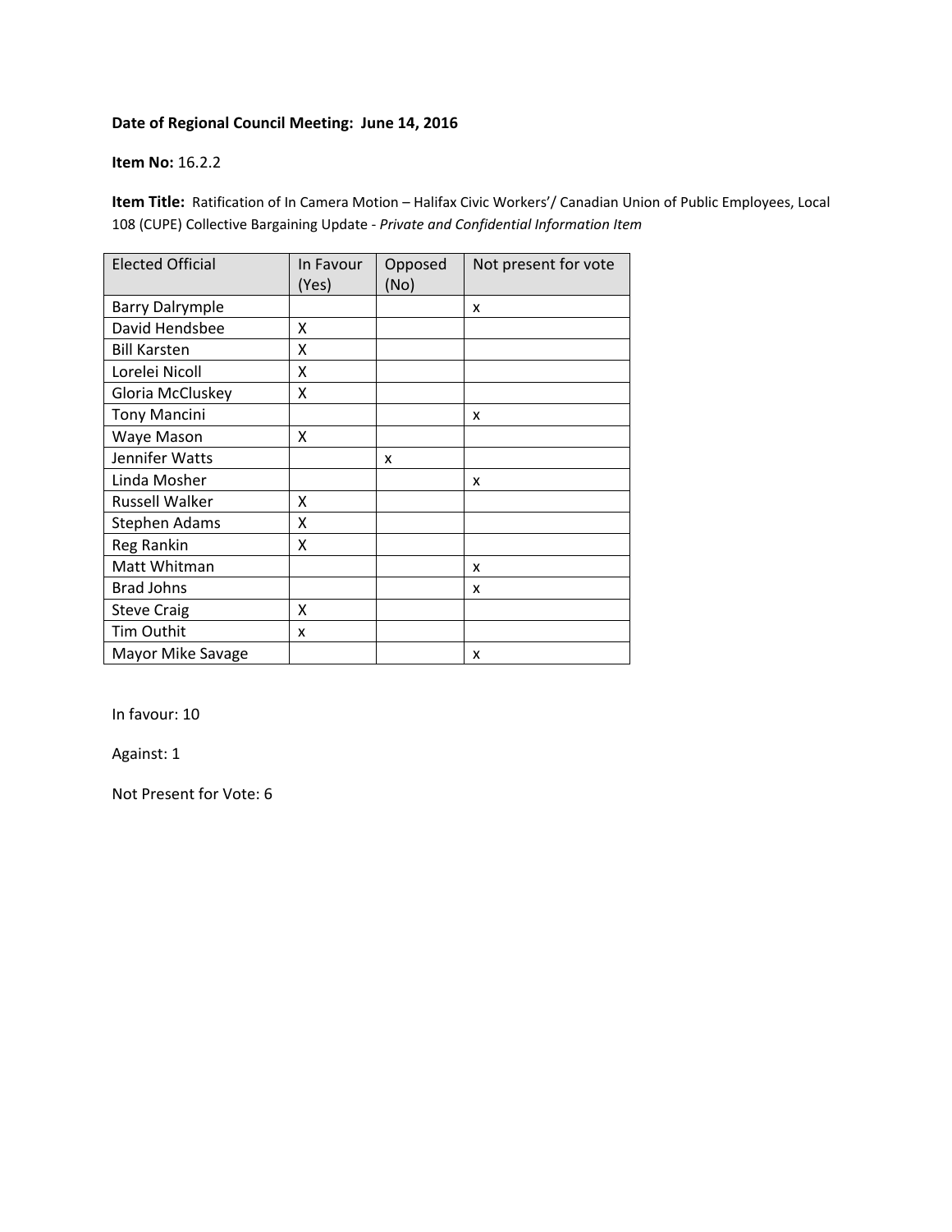**Date of Regional Council Meeting: June 14, 2016**

**Item No:** 16.2.2

**Item Title:** Ratification of In Camera Motion – Halifax Civic Workers'/ Canadian Union of Public Employees, Local 108 (CUPE) Collective Bargaining Update - *Private and Confidential Information Item*

| Elected Official | In Favour (Yes) | Opposed (No) | Not present for vote |
|---|---|---|---|
| Barry Dalrymple | | | x |
| David Hendsbee | X | | |
| Bill Karsten | X | | |
| Lorelei Nicoll | X | | |
| Gloria McCluskey | X | | |
| Tony Mancini | | | x |
| Waye Mason | X | | |
| Jennifer Watts | | x | |
| Linda Mosher | | | x |
| Russell Walker | X | | |
| Stephen Adams | X | | |
| Reg Rankin | X | | |
| Matt Whitman | | | x |
| Brad Johns | | | x |
| Steve Craig | X | | |
| Tim Outhit | x | | |
| Mayor Mike Savage | | | x |

In favour: 10

Against: 1

Not Present for Vote: 6